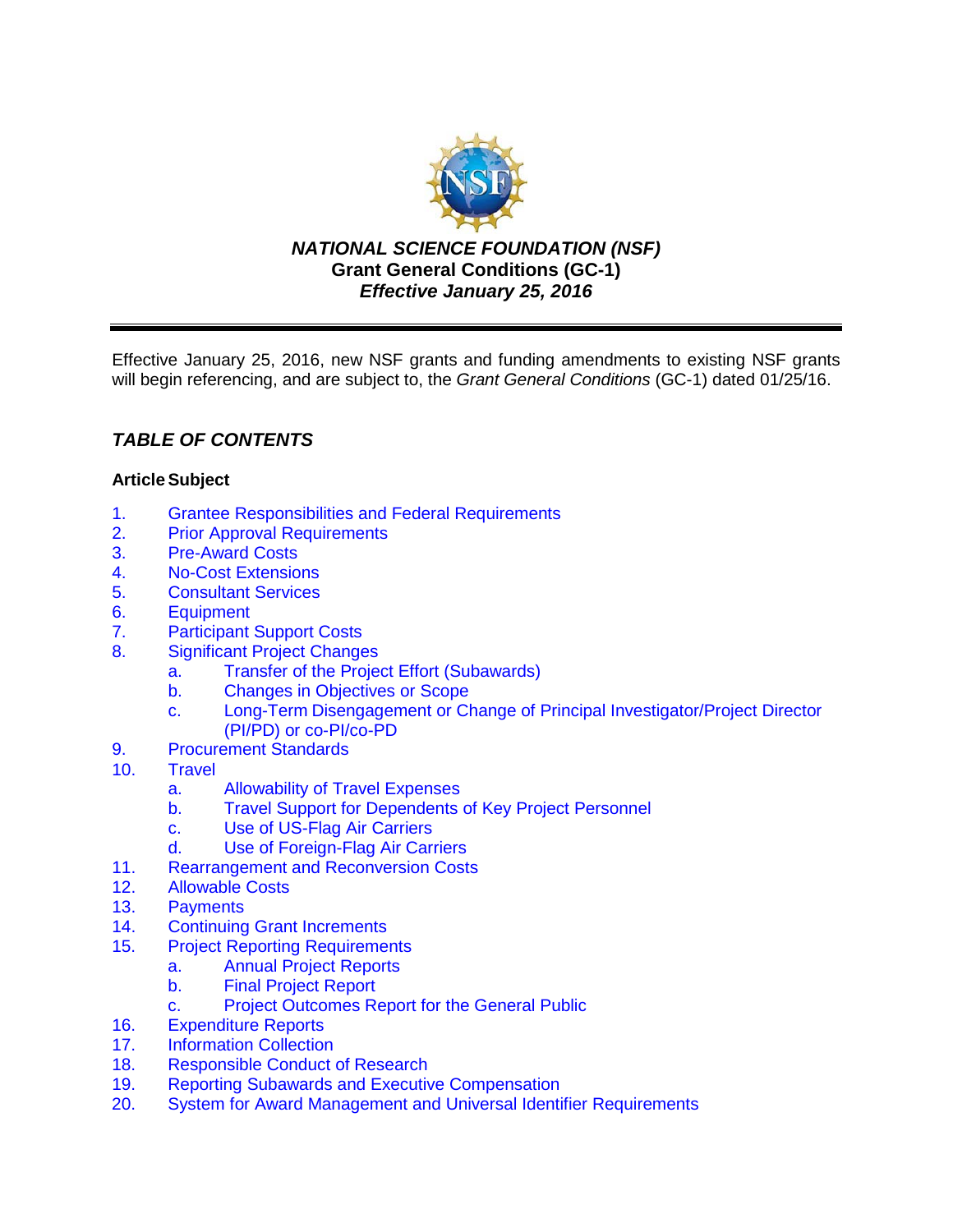***NATIONAL SCIENCE FOUNDATION (NSF)***
**Grant General Conditions (GC-1)**
***Effective January 25, 2016***

---

Effective January 25, 2016, new NSF grants and funding amendments to existing NSF grants will begin referencing, and are subject to, the *Grant General Conditions* (GC-1) dated 01/25/16.

## *TABLE OF CONTENTS*

**Article Subject**

1. Grantee Responsibilities and Federal Requirements
2. Prior Approval Requirements
3. Pre-Award Costs
4. No-Cost Extensions
5. Consultant Services
6. Equipment
7. Participant Support Costs
8. Significant Project Changes
   a. Transfer of the Project Effort (Subawards)
   b. Changes in Objectives or Scope
   c. Long-Term Disengagement or Change of Principal Investigator/Project Director (PI/PD) or co-PI/co-PD
9. Procurement Standards
10. Travel
    a. Allowability of Travel Expenses
    b. Travel Support for Dependents of Key Project Personnel
    c. Use of US-Flag Air Carriers
    d. Use of Foreign-Flag Air Carriers
11. Rearrangement and Reconversion Costs
12. Allowable Costs
13. Payments
14. Continuing Grant Increments
15. Project Reporting Requirements
    a. Annual Project Reports
    b. Final Project Report
    c. Project Outcomes Report for the General Public
16. Expenditure Reports
17. Information Collection
18. Responsible Conduct of Research
19. Reporting Subawards and Executive Compensation
20. System for Award Management and Universal Identifier Requirements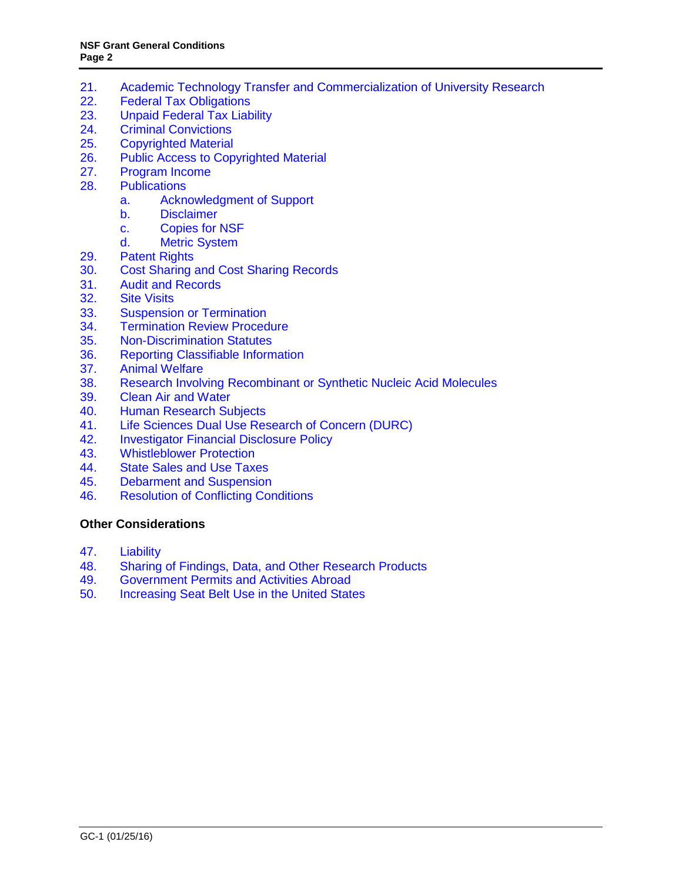21. Academic Technology Transfer and Commercialization of University Research
22. Federal Tax Obligations
23. Unpaid Federal Tax Liability
24. Criminal Convictions
25. Copyrighted Material
26. Public Access to Copyrighted Material
27. Program Income
28. Publications
    a. Acknowledgment of Support
    b. Disclaimer
    c. Copies for NSF
    d. Metric System
29. Patent Rights
30. Cost Sharing and Cost Sharing Records
31. Audit and Records
32. Site Visits
33. Suspension or Termination
34. Termination Review Procedure
35. Non-Discrimination Statutes
36. Reporting Classifiable Information
37. Animal Welfare
38. Research Involving Recombinant or Synthetic Nucleic Acid Molecules
39. Clean Air and Water
40. Human Research Subjects
41. Life Sciences Dual Use Research of Concern (DURC)
42. Investigator Financial Disclosure Policy
43. Whistleblower Protection
44. State Sales and Use Taxes
45. Debarment and Suspension
46. Resolution of Conflicting Conditions

**Other Considerations**

47. Liability
48. Sharing of Findings, Data, and Other Research Products
49. Government Permits and Activities Abroad
50. Increasing Seat Belt Use in the United States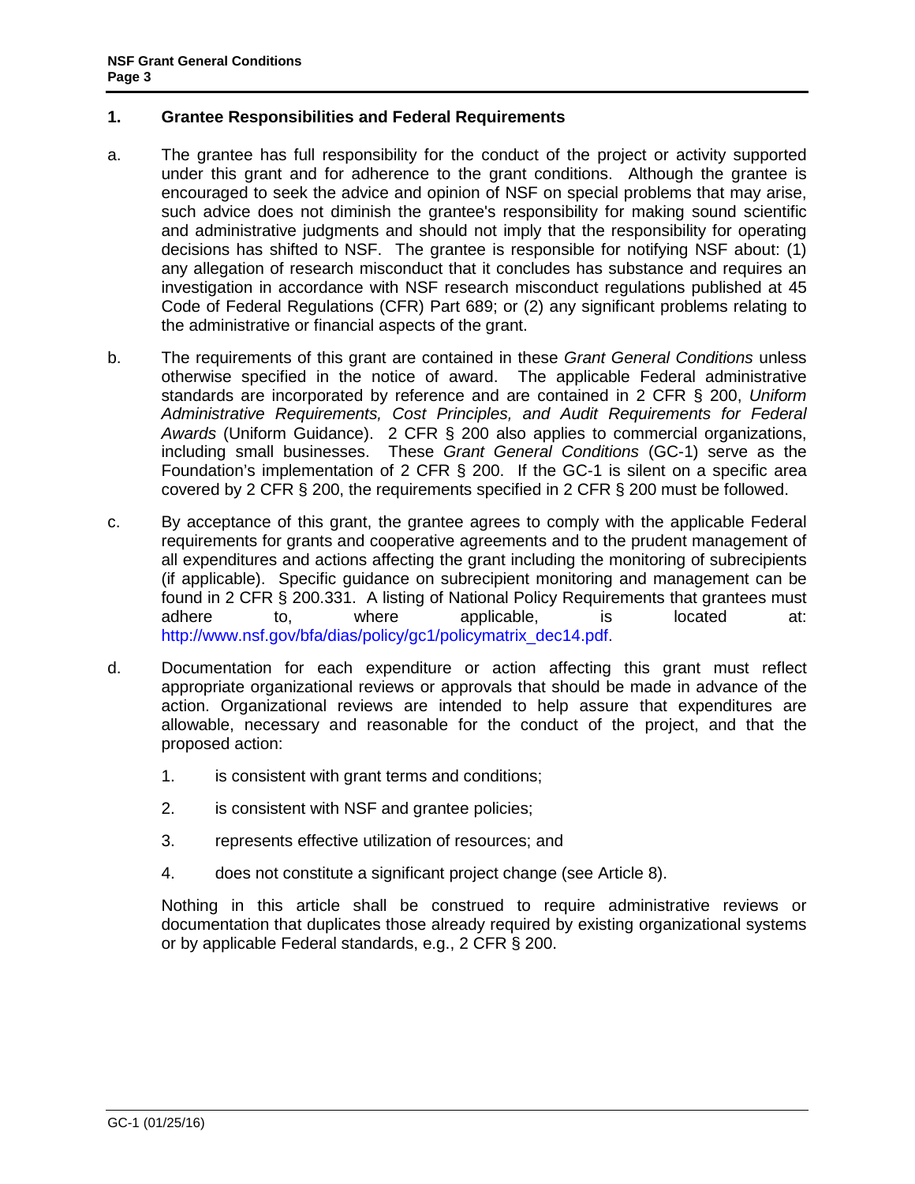## 1. Grantee Responsibilities and Federal Requirements

a. The grantee has full responsibility for the conduct of the project or activity supported under this grant and for adherence to the grant conditions. Although the grantee is encouraged to seek the advice and opinion of NSF on special problems that may arise, such advice does not diminish the grantee's responsibility for making sound scientific and administrative judgments and should not imply that the responsibility for operating decisions has shifted to NSF. The grantee is responsible for notifying NSF about: (1) any allegation of research misconduct that it concludes has substance and requires an investigation in accordance with NSF research misconduct regulations published at 45 Code of Federal Regulations (CFR) Part 689; or (2) any significant problems relating to the administrative or financial aspects of the grant.

b. The requirements of this grant are contained in these *Grant General Conditions* unless otherwise specified in the notice of award. The applicable Federal administrative standards are incorporated by reference and are contained in 2 CFR § 200, *Uniform Administrative Requirements, Cost Principles, and Audit Requirements for Federal Awards* (Uniform Guidance). 2 CFR § 200 also applies to commercial organizations, including small businesses. These *Grant General Conditions* (GC-1) serve as the Foundation's implementation of 2 CFR § 200. If the GC-1 is silent on a specific area covered by 2 CFR § 200, the requirements specified in 2 CFR § 200 must be followed.

c. By acceptance of this grant, the grantee agrees to comply with the applicable Federal requirements for grants and cooperative agreements and to the prudent management of all expenditures and actions affecting the grant including the monitoring of subrecipients (if applicable). Specific guidance on subrecipient monitoring and management can be found in 2 CFR § 200.331. A listing of National Policy Requirements that grantees must adhere to, where applicable, is located at: http://www.nsf.gov/bfa/dias/policy/gc1/policymatrix_dec14.pdf.

d. Documentation for each expenditure or action affecting this grant must reflect appropriate organizational reviews or approvals that should be made in advance of the action. Organizational reviews are intended to help assure that expenditures are allowable, necessary and reasonable for the conduct of the project, and that the proposed action:

   1. is consistent with grant terms and conditions;

   2. is consistent with NSF and grantee policies;

   3. represents effective utilization of resources; and

   4. does not constitute a significant project change (see Article 8).

   Nothing in this article shall be construed to require administrative reviews or documentation that duplicates those already required by existing organizational systems or by applicable Federal standards, e.g., 2 CFR § 200.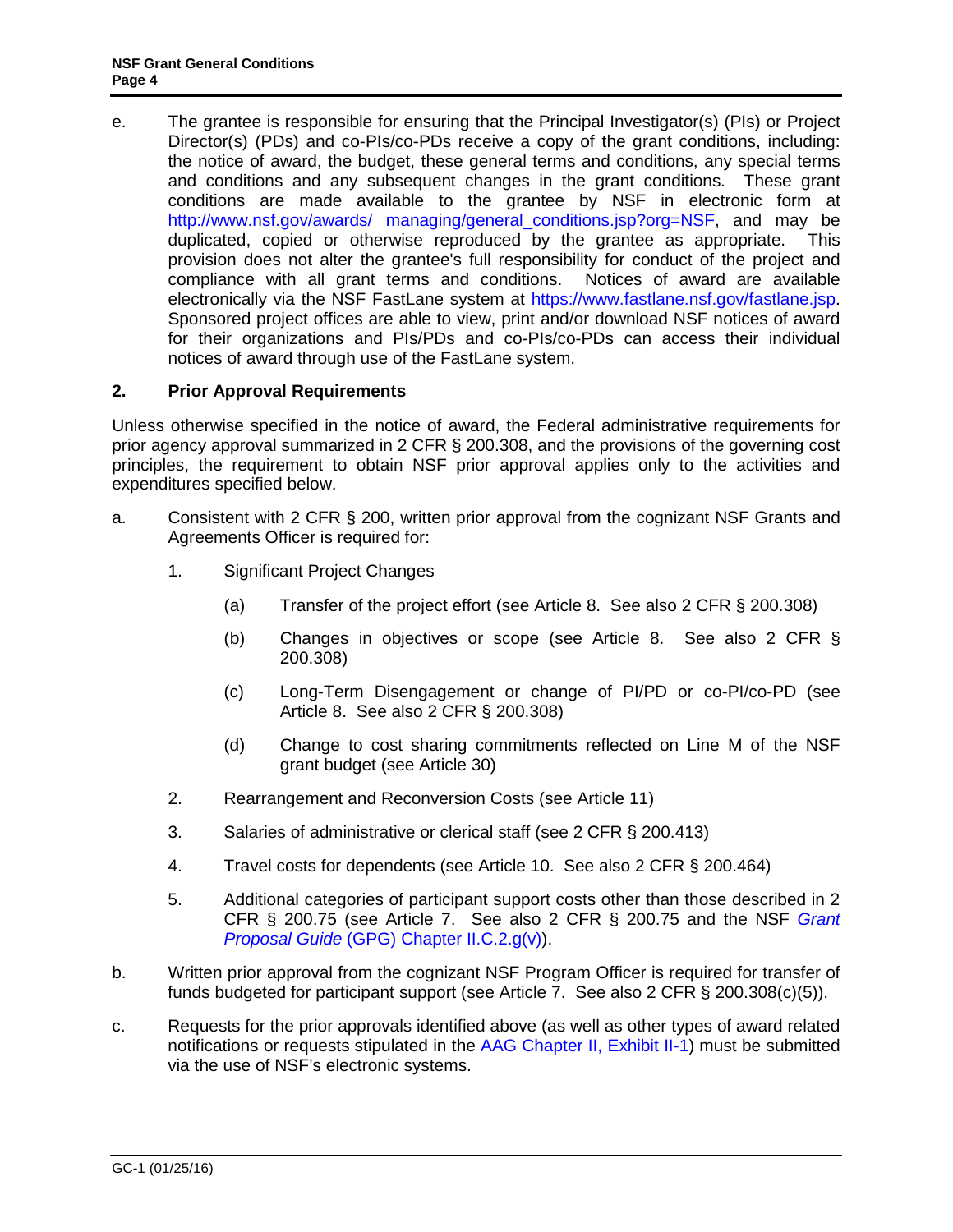e. The grantee is responsible for ensuring that the Principal Investigator(s) (PIs) or Project Director(s) (PDs) and co-PIs/co-PDs receive a copy of the grant conditions, including: the notice of award, the budget, these general terms and conditions, any special terms and conditions and any subsequent changes in the grant conditions. These grant conditions are made available to the grantee by NSF in electronic form at http://www.nsf.gov/awards/ managing/general_conditions.jsp?org=NSF, and may be duplicated, copied or otherwise reproduced by the grantee as appropriate. This provision does not alter the grantee's full responsibility for conduct of the project and compliance with all grant terms and conditions. Notices of award are available electronically via the NSF FastLane system at https://www.fastlane.nsf.gov/fastlane.jsp. Sponsored project offices are able to view, print and/or download NSF notices of award for their organizations and PIs/PDs and co-PIs/co-PDs can access their individual notices of award through use of the FastLane system.

## 2. Prior Approval Requirements

Unless otherwise specified in the notice of award, the Federal administrative requirements for prior agency approval summarized in 2 CFR § 200.308, and the provisions of the governing cost principles, the requirement to obtain NSF prior approval applies only to the activities and expenditures specified below.

a. Consistent with 2 CFR § 200, written prior approval from the cognizant NSF Grants and Agreements Officer is required for:

   1. Significant Project Changes

      (a) Transfer of the project effort (see Article 8. See also 2 CFR § 200.308)

      (b) Changes in objectives or scope (see Article 8. See also 2 CFR § 200.308)

      (c) Long-Term Disengagement or change of PI/PD or co-PI/co-PD (see Article 8. See also 2 CFR § 200.308)

      (d) Change to cost sharing commitments reflected on Line M of the NSF grant budget (see Article 30)

   2. Rearrangement and Reconversion Costs (see Article 11)

   3. Salaries of administrative or clerical staff (see 2 CFR § 200.413)

   4. Travel costs for dependents (see Article 10. See also 2 CFR § 200.464)

   5. Additional categories of participant support costs other than those described in 2 CFR § 200.75 (see Article 7. See also 2 CFR § 200.75 and the NSF *Grant Proposal Guide* (GPG) Chapter II.C.2.g(v)).

b. Written prior approval from the cognizant NSF Program Officer is required for transfer of funds budgeted for participant support (see Article 7. See also 2 CFR § 200.308(c)(5)).

c. Requests for the prior approvals identified above (as well as other types of award related notifications or requests stipulated in the AAG Chapter II, Exhibit II-1) must be submitted via the use of NSF's electronic systems.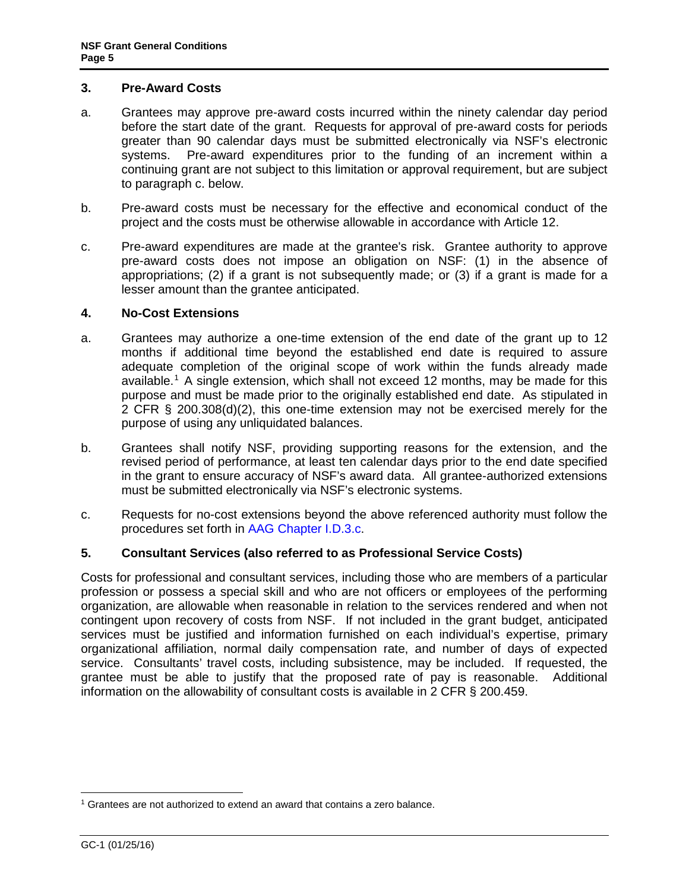## 3. Pre-Award Costs

a. Grantees may approve pre-award costs incurred within the ninety calendar day period before the start date of the grant. Requests for approval of pre-award costs for periods greater than 90 calendar days must be submitted electronically via NSF's electronic systems. Pre-award expenditures prior to the funding of an increment within a continuing grant are not subject to this limitation or approval requirement, but are subject to paragraph c. below.

b. Pre-award costs must be necessary for the effective and economical conduct of the project and the costs must be otherwise allowable in accordance with Article 12.

c. Pre-award expenditures are made at the grantee's risk. Grantee authority to approve pre-award costs does not impose an obligation on NSF: (1) in the absence of appropriations; (2) if a grant is not subsequently made; or (3) if a grant is made for a lesser amount than the grantee anticipated.

## 4. No-Cost Extensions

a. Grantees may authorize a one-time extension of the end date of the grant up to 12 months if additional time beyond the established end date is required to assure adequate completion of the original scope of work within the funds already made available.[1] A single extension, which shall not exceed 12 months, may be made for this purpose and must be made prior to the originally established end date. As stipulated in 2 CFR § 200.308(d)(2), this one-time extension may not be exercised merely for the purpose of using any unliquidated balances.

b. Grantees shall notify NSF, providing supporting reasons for the extension, and the revised period of performance, at least ten calendar days prior to the end date specified in the grant to ensure accuracy of NSF's award data. All grantee-authorized extensions must be submitted electronically via NSF's electronic systems.

c. Requests for no-cost extensions beyond the above referenced authority must follow the procedures set forth in AAG Chapter I.D.3.c.

## 5. Consultant Services (also referred to as Professional Service Costs)

Costs for professional and consultant services, including those who are members of a particular profession or possess a special skill and who are not officers or employees of the performing organization, are allowable when reasonable in relation to the services rendered and when not contingent upon recovery of costs from NSF. If not included in the grant budget, anticipated services must be justified and information furnished on each individual's expertise, primary organizational affiliation, normal daily compensation rate, and number of days of expected service. Consultants' travel costs, including subsistence, may be included. If requested, the grantee must be able to justify that the proposed rate of pay is reasonable. Additional information on the allowability of consultant costs is available in 2 CFR § 200.459.

---

[1] Grantees are not authorized to extend an award that contains a zero balance.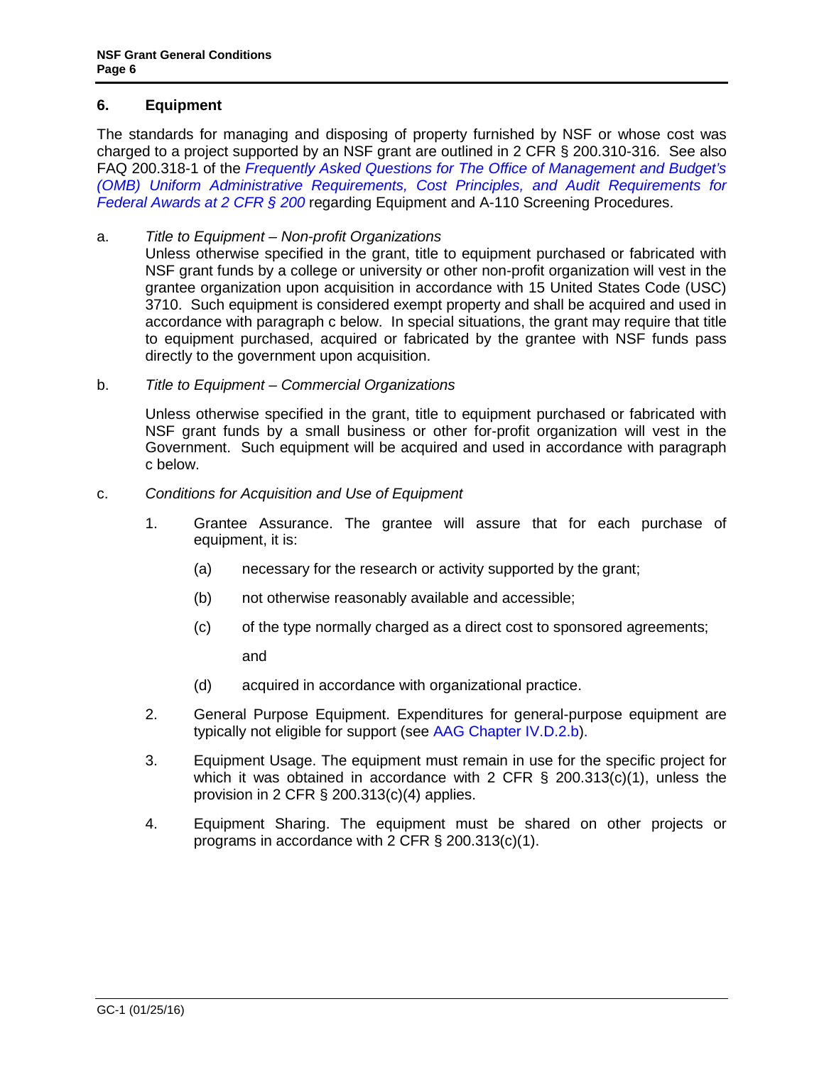## 6. Equipment

The standards for managing and disposing of property furnished by NSF or whose cost was charged to a project supported by an NSF grant are outlined in 2 CFR § 200.310-316. See also FAQ 200.318-1 of the *Frequently Asked Questions for The Office of Management and Budget's (OMB) Uniform Administrative Requirements, Cost Principles, and Audit Requirements for Federal Awards at 2 CFR § 200* regarding Equipment and A-110 Screening Procedures.

a. *Title to Equipment – Non-profit Organizations*

Unless otherwise specified in the grant, title to equipment purchased or fabricated with NSF grant funds by a college or university or other non-profit organization will vest in the grantee organization upon acquisition in accordance with 15 United States Code (USC) 3710. Such equipment is considered exempt property and shall be acquired and used in accordance with paragraph c below. In special situations, the grant may require that title to equipment purchased, acquired or fabricated by the grantee with NSF funds pass directly to the government upon acquisition.

b. *Title to Equipment – Commercial Organizations*

Unless otherwise specified in the grant, title to equipment purchased or fabricated with NSF grant funds by a small business or other for-profit organization will vest in the Government. Such equipment will be acquired and used in accordance with paragraph c below.

c. *Conditions for Acquisition and Use of Equipment*

1. Grantee Assurance. The grantee will assure that for each purchase of equipment, it is:

    (a) necessary for the research or activity supported by the grant;

    (b) not otherwise reasonably available and accessible;

    (c) of the type normally charged as a direct cost to sponsored agreements; and

    (d) acquired in accordance with organizational practice.

2. General Purpose Equipment. Expenditures for general-purpose equipment are typically not eligible for support (see AAG Chapter IV.D.2.b).

3. Equipment Usage. The equipment must remain in use for the specific project for which it was obtained in accordance with 2 CFR § 200.313(c)(1), unless the provision in 2 CFR § 200.313(c)(4) applies.

4. Equipment Sharing. The equipment must be shared on other projects or programs in accordance with 2 CFR § 200.313(c)(1).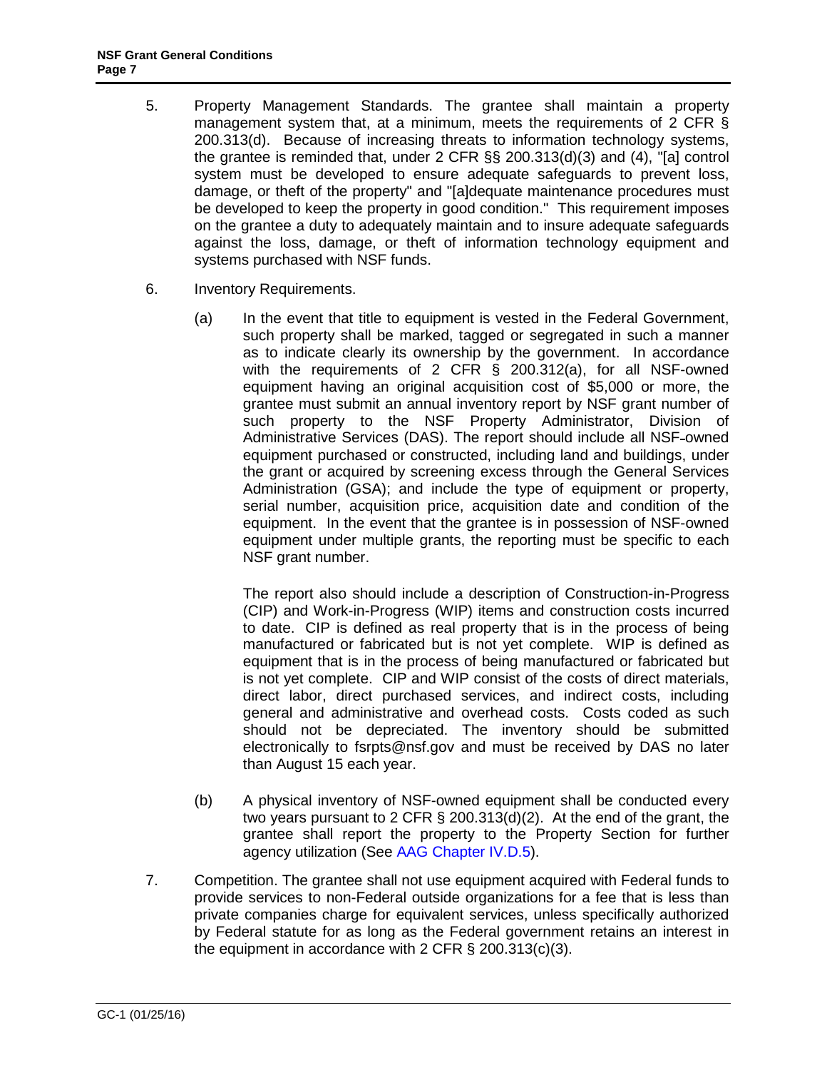5. Property Management Standards. The grantee shall maintain a property management system that, at a minimum, meets the requirements of 2 CFR § 200.313(d). Because of increasing threats to information technology systems, the grantee is reminded that, under 2 CFR §§ 200.313(d)(3) and (4), "[a] control system must be developed to ensure adequate safeguards to prevent loss, damage, or theft of the property" and "[a]dequate maintenance procedures must be developed to keep the property in good condition." This requirement imposes on the grantee a duty to adequately maintain and to insure adequate safeguards against the loss, damage, or theft of information technology equipment and systems purchased with NSF funds.

6. Inventory Requirements.

   (a) In the event that title to equipment is vested in the Federal Government, such property shall be marked, tagged or segregated in such a manner as to indicate clearly its ownership by the government. In accordance with the requirements of 2 CFR § 200.312(a), for all NSF-owned equipment having an original acquisition cost of $5,000 or more, the grantee must submit an annual inventory report by NSF grant number of such property to the NSF Property Administrator, Division of Administrative Services (DAS). The report should include all NSF-owned equipment purchased or constructed, including land and buildings, under the grant or acquired by screening excess through the General Services Administration (GSA); and include the type of equipment or property, serial number, acquisition price, acquisition date and condition of the equipment. In the event that the grantee is in possession of NSF-owned equipment under multiple grants, the reporting must be specific to each NSF grant number.

   The report also should include a description of Construction-in-Progress (CIP) and Work-in-Progress (WIP) items and construction costs incurred to date. CIP is defined as real property that is in the process of being manufactured or fabricated but is not yet complete. WIP is defined as equipment that is in the process of being manufactured or fabricated but is not yet complete. CIP and WIP consist of the costs of direct materials, direct labor, direct purchased services, and indirect costs, including general and administrative and overhead costs. Costs coded as such should not be depreciated. The inventory should be submitted electronically to fsrpts@nsf.gov and must be received by DAS no later than August 15 each year.

   (b) A physical inventory of NSF-owned equipment shall be conducted every two years pursuant to 2 CFR § 200.313(d)(2). At the end of the grant, the grantee shall report the property to the Property Section for further agency utilization (See AAG Chapter IV.D.5).

7. Competition. The grantee shall not use equipment acquired with Federal funds to provide services to non-Federal outside organizations for a fee that is less than private companies charge for equivalent services, unless specifically authorized by Federal statute for as long as the Federal government retains an interest in the equipment in accordance with 2 CFR § 200.313(c)(3).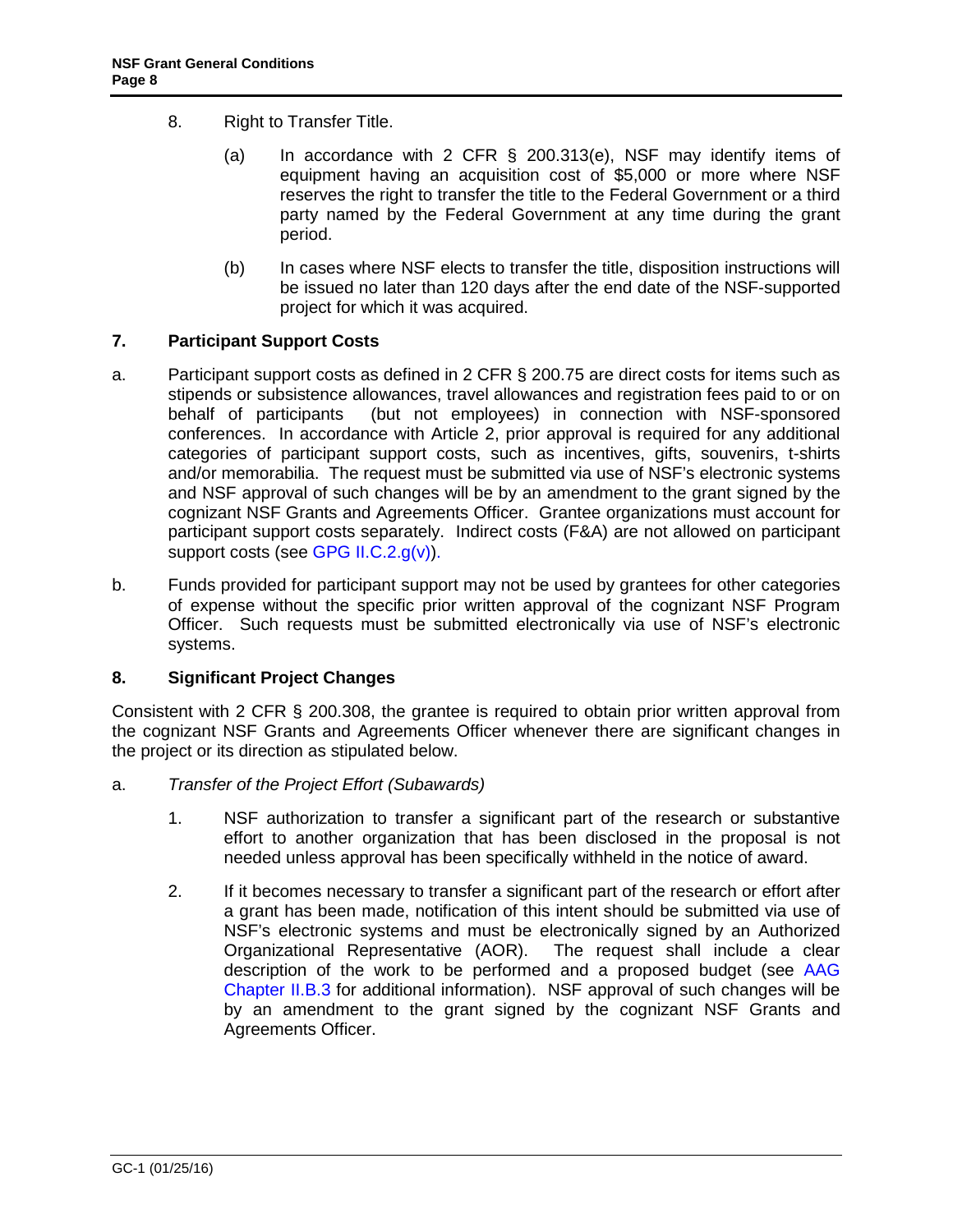8. Right to Transfer Title.

   (a) In accordance with 2 CFR § 200.313(e), NSF may identify items of equipment having an acquisition cost of $5,000 or more where NSF reserves the right to transfer the title to the Federal Government or a third party named by the Federal Government at any time during the grant period.

   (b) In cases where NSF elects to transfer the title, disposition instructions will be issued no later than 120 days after the end date of the NSF-supported project for which it was acquired.

### 7. Participant Support Costs

a. Participant support costs as defined in 2 CFR § 200.75 are direct costs for items such as stipends or subsistence allowances, travel allowances and registration fees paid to or on behalf of participants (but not employees) in connection with NSF-sponsored conferences. In accordance with Article 2, prior approval is required for any additional categories of participant support costs, such as incentives, gifts, souvenirs, t-shirts and/or memorabilia. The request must be submitted via use of NSF's electronic systems and NSF approval of such changes will be by an amendment to the grant signed by the cognizant NSF Grants and Agreements Officer. Grantee organizations must account for participant support costs separately. Indirect costs (F&A) are not allowed on participant support costs (see GPG II.C.2.g(v)).

b. Funds provided for participant support may not be used by grantees for other categories of expense without the specific prior written approval of the cognizant NSF Program Officer. Such requests must be submitted electronically via use of NSF's electronic systems.

### 8. Significant Project Changes

Consistent with 2 CFR § 200.308, the grantee is required to obtain prior written approval from the cognizant NSF Grants and Agreements Officer whenever there are significant changes in the project or its direction as stipulated below.

a. *Transfer of the Project Effort (Subawards)*

   1. NSF authorization to transfer a significant part of the research or substantive effort to another organization that has been disclosed in the proposal is not needed unless approval has been specifically withheld in the notice of award.

   2. If it becomes necessary to transfer a significant part of the research or effort after a grant has been made, notification of this intent should be submitted via use of NSF's electronic systems and must be electronically signed by an Authorized Organizational Representative (AOR). The request shall include a clear description of the work to be performed and a proposed budget (see AAG Chapter II.B.3 for additional information). NSF approval of such changes will be by an amendment to the grant signed by the cognizant NSF Grants and Agreements Officer.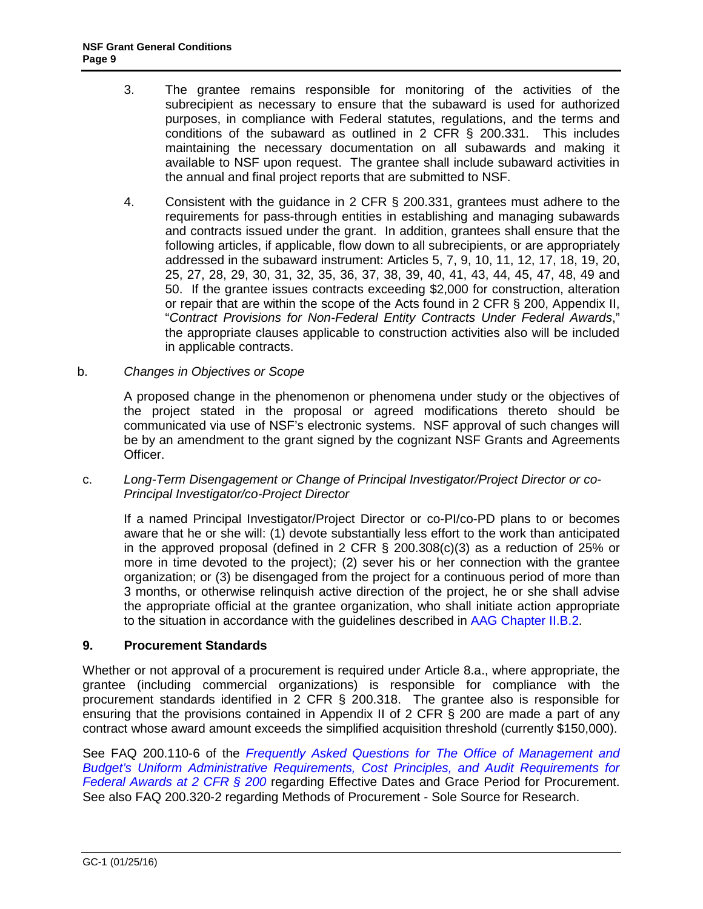3. The grantee remains responsible for monitoring of the activities of the subrecipient as necessary to ensure that the subaward is used for authorized purposes, in compliance with Federal statutes, regulations, and the terms and conditions of the subaward as outlined in 2 CFR § 200.331. This includes maintaining the necessary documentation on all subawards and making it available to NSF upon request. The grantee shall include subaward activities in the annual and final project reports that are submitted to NSF.

4. Consistent with the guidance in 2 CFR § 200.331, grantees must adhere to the requirements for pass-through entities in establishing and managing subawards and contracts issued under the grant. In addition, grantees shall ensure that the following articles, if applicable, flow down to all subrecipients, or are appropriately addressed in the subaward instrument: Articles 5, 7, 9, 10, 11, 12, 17, 18, 19, 20, 25, 27, 28, 29, 30, 31, 32, 35, 36, 37, 38, 39, 40, 41, 43, 44, 45, 47, 48, 49 and 50. If the grantee issues contracts exceeding $2,000 for construction, alteration or repair that are within the scope of the Acts found in 2 CFR § 200, Appendix II, "*Contract Provisions for Non-Federal Entity Contracts Under Federal Awards*," the appropriate clauses applicable to construction activities also will be included in applicable contracts.

b. *Changes in Objectives or Scope*

A proposed change in the phenomenon or phenomena under study or the objectives of the project stated in the proposal or agreed modifications thereto should be communicated via use of NSF's electronic systems. NSF approval of such changes will be by an amendment to the grant signed by the cognizant NSF Grants and Agreements Officer.

c. *Long-Term Disengagement or Change of Principal Investigator/Project Director or co-Principal Investigator/co-Project Director*

If a named Principal Investigator/Project Director or co-PI/co-PD plans to or becomes aware that he or she will: (1) devote substantially less effort to the work than anticipated in the approved proposal (defined in 2 CFR § 200.308(c)(3) as a reduction of 25% or more in time devoted to the project); (2) sever his or her connection with the grantee organization; or (3) be disengaged from the project for a continuous period of more than 3 months, or otherwise relinquish active direction of the project, he or she shall advise the appropriate official at the grantee organization, who shall initiate action appropriate to the situation in accordance with the guidelines described in AAG Chapter II.B.2.

## 9. Procurement Standards

Whether or not approval of a procurement is required under Article 8.a., where appropriate, the grantee (including commercial organizations) is responsible for compliance with the procurement standards identified in 2 CFR § 200.318. The grantee also is responsible for ensuring that the provisions contained in Appendix II of 2 CFR § 200 are made a part of any contract whose award amount exceeds the simplified acquisition threshold (currently $150,000).

See FAQ 200.110-6 of the *Frequently Asked Questions for The Office of Management and Budget's Uniform Administrative Requirements, Cost Principles, and Audit Requirements for Federal Awards at 2 CFR § 200* regarding Effective Dates and Grace Period for Procurement. See also FAQ 200.320-2 regarding Methods of Procurement - Sole Source for Research.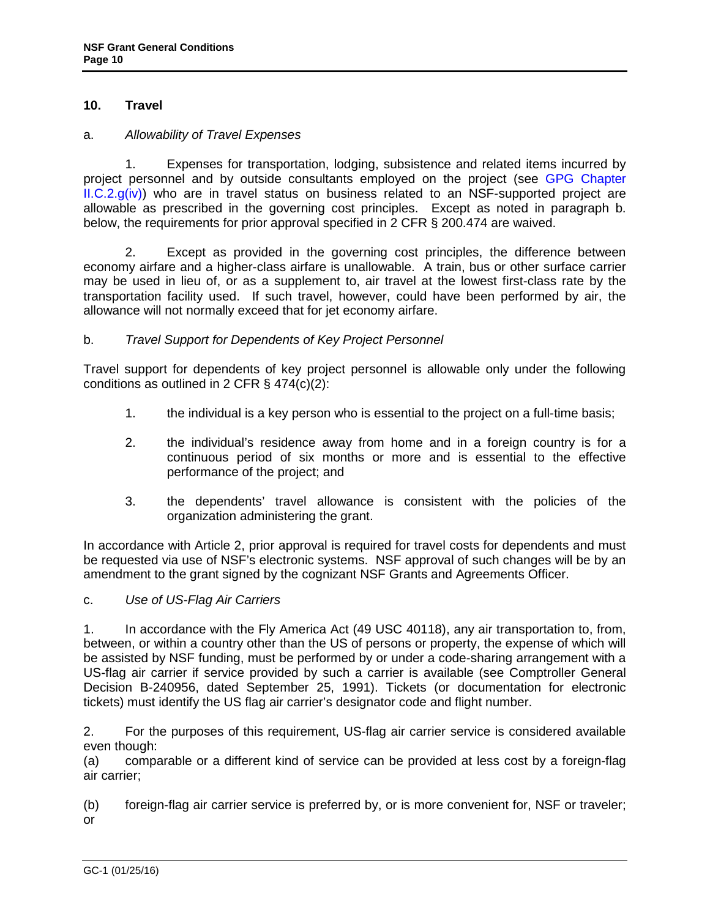## 10. Travel

a. *Allowability of Travel Expenses*

1. Expenses for transportation, lodging, subsistence and related items incurred by project personnel and by outside consultants employed on the project (see GPG Chapter II.C.2.g(iv)) who are in travel status on business related to an NSF-supported project are allowable as prescribed in the governing cost principles. Except as noted in paragraph b. below, the requirements for prior approval specified in 2 CFR § 200.474 are waived.

2. Except as provided in the governing cost principles, the difference between economy airfare and a higher-class airfare is unallowable. A train, bus or other surface carrier may be used in lieu of, or as a supplement to, air travel at the lowest first-class rate by the transportation facility used. If such travel, however, could have been performed by air, the allowance will not normally exceed that for jet economy airfare.

b. *Travel Support for Dependents of Key Project Personnel*

Travel support for dependents of key project personnel is allowable only under the following conditions as outlined in 2 CFR § 474(c)(2):

1. the individual is a key person who is essential to the project on a full-time basis;

2. the individual's residence away from home and in a foreign country is for a continuous period of six months or more and is essential to the effective performance of the project; and

3. the dependents' travel allowance is consistent with the policies of the organization administering the grant.

In accordance with Article 2, prior approval is required for travel costs for dependents and must be requested via use of NSF's electronic systems. NSF approval of such changes will be by an amendment to the grant signed by the cognizant NSF Grants and Agreements Officer.

c. *Use of US-Flag Air Carriers*

1. In accordance with the Fly America Act (49 USC 40118), any air transportation to, from, between, or within a country other than the US of persons or property, the expense of which will be assisted by NSF funding, must be performed by or under a code-sharing arrangement with a US-flag air carrier if service provided by such a carrier is available (see Comptroller General Decision B-240956, dated September 25, 1991). Tickets (or documentation for electronic tickets) must identify the US flag air carrier's designator code and flight number.

2. For the purposes of this requirement, US-flag air carrier service is considered available even though:

(a) comparable or a different kind of service can be provided at less cost by a foreign-flag air carrier;

(b) foreign-flag air carrier service is preferred by, or is more convenient for, NSF or traveler; or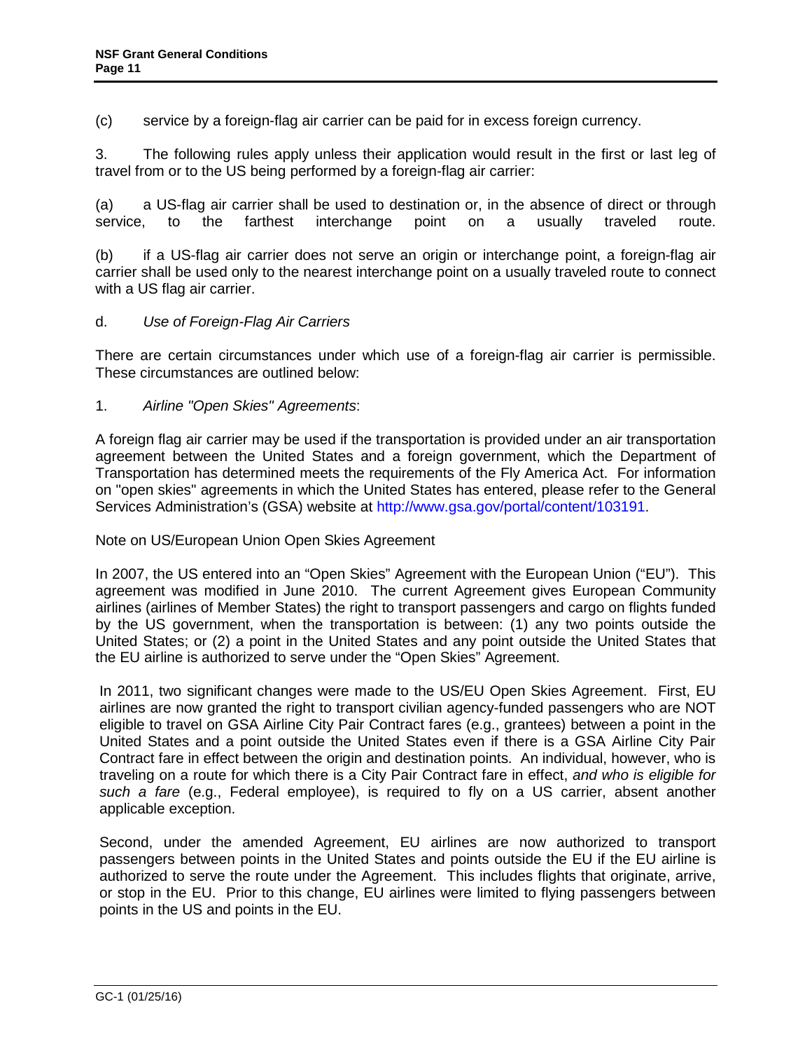(c) service by a foreign-flag air carrier can be paid for in excess foreign currency.

3. The following rules apply unless their application would result in the first or last leg of travel from or to the US being performed by a foreign-flag air carrier:

(a) a US-flag air carrier shall be used to destination or, in the absence of direct or through service, to the farthest interchange point on a usually traveled route.

(b) if a US-flag air carrier does not serve an origin or interchange point, a foreign-flag air carrier shall be used only to the nearest interchange point on a usually traveled route to connect with a US flag air carrier.

d. *Use of Foreign-Flag Air Carriers*

There are certain circumstances under which use of a foreign-flag air carrier is permissible. These circumstances are outlined below:

1. *Airline "Open Skies" Agreements*:

A foreign flag air carrier may be used if the transportation is provided under an air transportation agreement between the United States and a foreign government, which the Department of Transportation has determined meets the requirements of the Fly America Act. For information on "open skies" agreements in which the United States has entered, please refer to the General Services Administration's (GSA) website at http://www.gsa.gov/portal/content/103191.

Note on US/European Union Open Skies Agreement

In 2007, the US entered into an "Open Skies" Agreement with the European Union ("EU"). This agreement was modified in June 2010. The current Agreement gives European Community airlines (airlines of Member States) the right to transport passengers and cargo on flights funded by the US government, when the transportation is between: (1) any two points outside the United States; or (2) a point in the United States and any point outside the United States that the EU airline is authorized to serve under the "Open Skies" Agreement.

In 2011, two significant changes were made to the US/EU Open Skies Agreement. First, EU airlines are now granted the right to transport civilian agency-funded passengers who are NOT eligible to travel on GSA Airline City Pair Contract fares (e.g., grantees) between a point in the United States and a point outside the United States even if there is a GSA Airline City Pair Contract fare in effect between the origin and destination points. An individual, however, who is traveling on a route for which there is a City Pair Contract fare in effect, *and who is eligible for such a fare* (e.g., Federal employee), is required to fly on a US carrier, absent another applicable exception.

Second, under the amended Agreement, EU airlines are now authorized to transport passengers between points in the United States and points outside the EU if the EU airline is authorized to serve the route under the Agreement. This includes flights that originate, arrive, or stop in the EU. Prior to this change, EU airlines were limited to flying passengers between points in the US and points in the EU.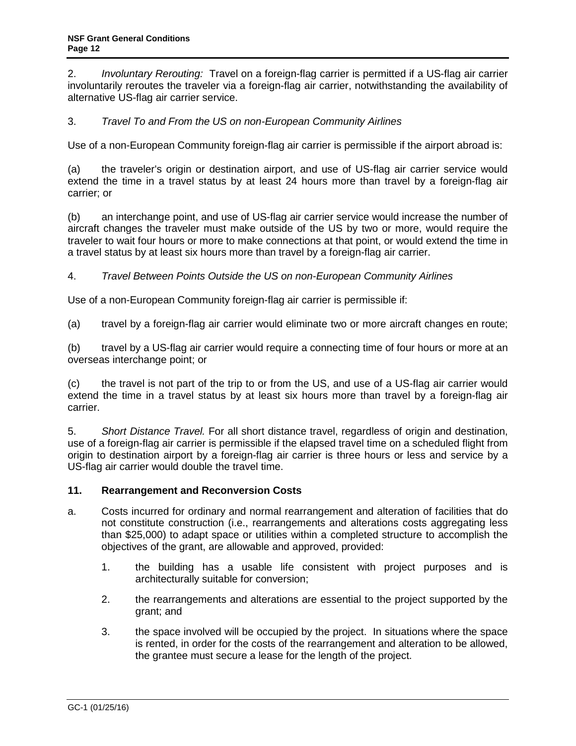2. *Involuntary Rerouting:* Travel on a foreign-flag carrier is permitted if a US-flag air carrier involuntarily reroutes the traveler via a foreign-flag air carrier, notwithstanding the availability of alternative US-flag air carrier service.

3. *Travel To and From the US on non-European Community Airlines*

Use of a non-European Community foreign-flag air carrier is permissible if the airport abroad is:

(a) the traveler's origin or destination airport, and use of US-flag air carrier service would extend the time in a travel status by at least 24 hours more than travel by a foreign-flag air carrier; or

(b) an interchange point, and use of US-flag air carrier service would increase the number of aircraft changes the traveler must make outside of the US by two or more, would require the traveler to wait four hours or more to make connections at that point, or would extend the time in a travel status by at least six hours more than travel by a foreign-flag air carrier.

4. *Travel Between Points Outside the US on non-European Community Airlines*

Use of a non-European Community foreign-flag air carrier is permissible if:

(a) travel by a foreign-flag air carrier would eliminate two or more aircraft changes en route;

(b) travel by a US-flag air carrier would require a connecting time of four hours or more at an overseas interchange point; or

(c) the travel is not part of the trip to or from the US, and use of a US-flag air carrier would extend the time in a travel status by at least six hours more than travel by a foreign-flag air carrier.

5. *Short Distance Travel.* For all short distance travel, regardless of origin and destination, use of a foreign-flag air carrier is permissible if the elapsed travel time on a scheduled flight from origin to destination airport by a foreign-flag air carrier is three hours or less and service by a US-flag air carrier would double the travel time.

**11. Rearrangement and Reconversion Costs**

a. Costs incurred for ordinary and normal rearrangement and alteration of facilities that do not constitute construction (i.e., rearrangements and alterations costs aggregating less than $25,000) to adapt space or utilities within a completed structure to accomplish the objectives of the grant, are allowable and approved, provided:

   1. the building has a usable life consistent with project purposes and is architecturally suitable for conversion;

   2. the rearrangements and alterations are essential to the project supported by the grant; and

   3. the space involved will be occupied by the project. In situations where the space is rented, in order for the costs of the rearrangement and alteration to be allowed, the grantee must secure a lease for the length of the project.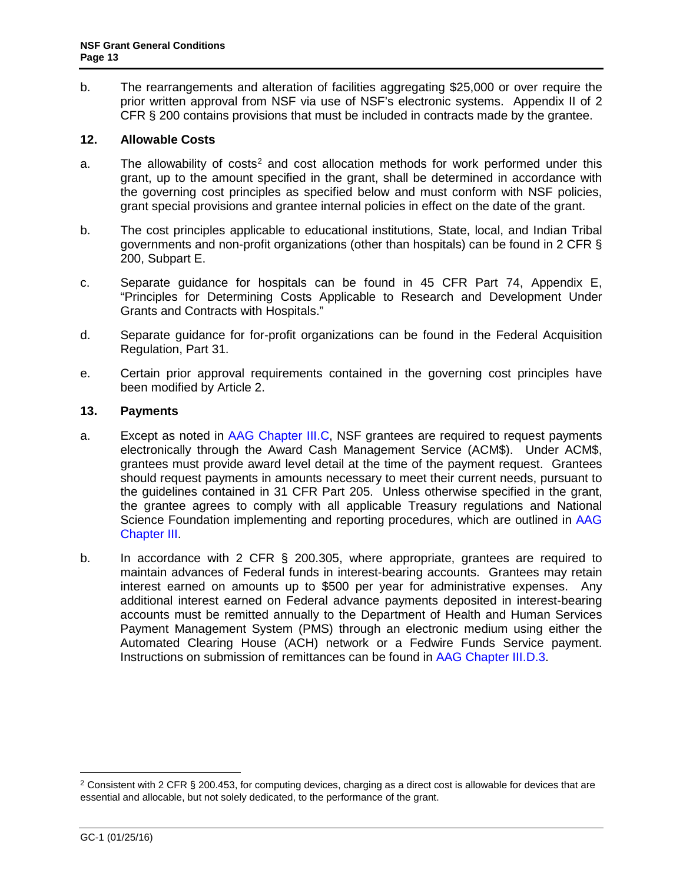b. The rearrangements and alteration of facilities aggregating $25,000 or over require the prior written approval from NSF via use of NSF's electronic systems. Appendix II of 2 CFR § 200 contains provisions that must be included in contracts made by the grantee.

## 12. Allowable Costs

a. The allowability of costs[2] and cost allocation methods for work performed under this grant, up to the amount specified in the grant, shall be determined in accordance with the governing cost principles as specified below and must conform with NSF policies, grant special provisions and grantee internal policies in effect on the date of the grant.

b. The cost principles applicable to educational institutions, State, local, and Indian Tribal governments and non-profit organizations (other than hospitals) can be found in 2 CFR § 200, Subpart E.

c. Separate guidance for hospitals can be found in 45 CFR Part 74, Appendix E, "Principles for Determining Costs Applicable to Research and Development Under Grants and Contracts with Hospitals."

d. Separate guidance for for-profit organizations can be found in the Federal Acquisition Regulation, Part 31.

e. Certain prior approval requirements contained in the governing cost principles have been modified by Article 2.

## 13. Payments

a. Except as noted in AAG Chapter III.C, NSF grantees are required to request payments electronically through the Award Cash Management Service (ACM$). Under ACM$, grantees must provide award level detail at the time of the payment request. Grantees should request payments in amounts necessary to meet their current needs, pursuant to the guidelines contained in 31 CFR Part 205. Unless otherwise specified in the grant, the grantee agrees to comply with all applicable Treasury regulations and National Science Foundation implementing and reporting procedures, which are outlined in AAG Chapter III.

b. In accordance with 2 CFR § 200.305, where appropriate, grantees are required to maintain advances of Federal funds in interest-bearing accounts. Grantees may retain interest earned on amounts up to $500 per year for administrative expenses. Any additional interest earned on Federal advance payments deposited in interest-bearing accounts must be remitted annually to the Department of Health and Human Services Payment Management System (PMS) through an electronic medium using either the Automated Clearing House (ACH) network or a Fedwire Funds Service payment. Instructions on submission of remittances can be found in AAG Chapter III.D.3.

---

[2] Consistent with 2 CFR § 200.453, for computing devices, charging as a direct cost is allowable for devices that are essential and allocable, but not solely dedicated, to the performance of the grant.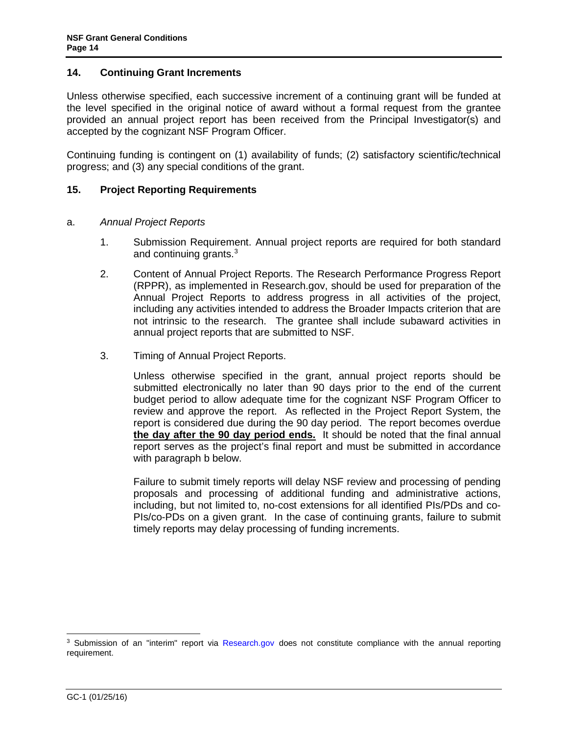## 14. Continuing Grant Increments

Unless otherwise specified, each successive increment of a continuing grant will be funded at the level specified in the original notice of award without a formal request from the grantee provided an annual project report has been received from the Principal Investigator(s) and accepted by the cognizant NSF Program Officer.

Continuing funding is contingent on (1) availability of funds; (2) satisfactory scientific/technical progress; and (3) any special conditions of the grant.

## 15. Project Reporting Requirements

a. *Annual Project Reports*

1. Submission Requirement. Annual project reports are required for both standard and continuing grants.[3]

2. Content of Annual Project Reports. The Research Performance Progress Report (RPPR), as implemented in Research.gov, should be used for preparation of the Annual Project Reports to address progress in all activities of the project, including any activities intended to address the Broader Impacts criterion that are not intrinsic to the research. The grantee shall include subaward activities in annual project reports that are submitted to NSF.

3. Timing of Annual Project Reports.

   Unless otherwise specified in the grant, annual project reports should be submitted electronically no later than 90 days prior to the end of the current budget period to allow adequate time for the cognizant NSF Program Officer to review and approve the report. As reflected in the Project Report System, the report is considered due during the 90 day period. The report becomes overdue **<u>the day after the 90 day period ends.</u>** It should be noted that the final annual report serves as the project's final report and must be submitted in accordance with paragraph b below.

   Failure to submit timely reports will delay NSF review and processing of pending proposals and processing of additional funding and administrative actions, including, but not limited to, no-cost extensions for all identified PIs/PDs and co-PIs/co-PDs on a given grant. In the case of continuing grants, failure to submit timely reports may delay processing of funding increments.

---

[3] Submission of an "interim" report via Research.gov does not constitute compliance with the annual reporting requirement.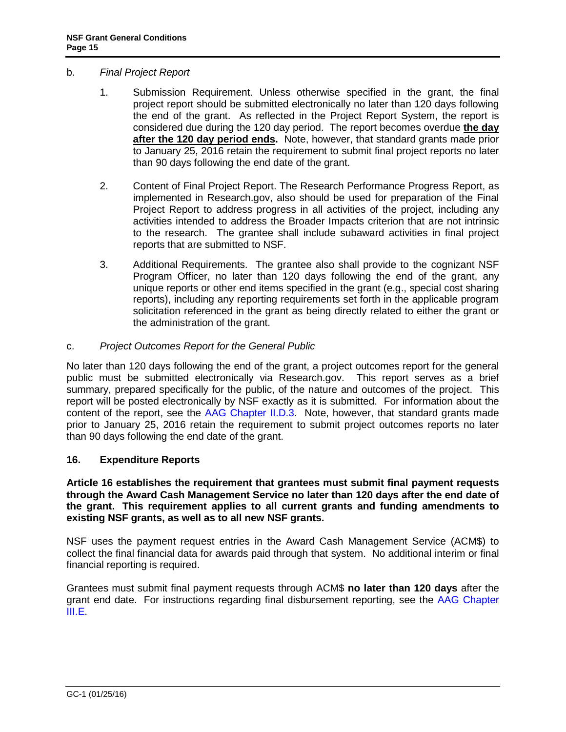b. *Final Project Report*

1. Submission Requirement. Unless otherwise specified in the grant, the final project report should be submitted electronically no later than 120 days following the end of the grant. As reflected in the Project Report System, the report is considered due during the 120 day period. The report becomes overdue **the day after the 120 day period ends.** Note, however, that standard grants made prior to January 25, 2016 retain the requirement to submit final project reports no later than 90 days following the end date of the grant.

2. Content of Final Project Report. The Research Performance Progress Report, as implemented in Research.gov, also should be used for preparation of the Final Project Report to address progress in all activities of the project, including any activities intended to address the Broader Impacts criterion that are not intrinsic to the research. The grantee shall include subaward activities in final project reports that are submitted to NSF.

3. Additional Requirements. The grantee also shall provide to the cognizant NSF Program Officer, no later than 120 days following the end of the grant, any unique reports or other end items specified in the grant (e.g., special cost sharing reports), including any reporting requirements set forth in the applicable program solicitation referenced in the grant as being directly related to either the grant or the administration of the grant.

c. *Project Outcomes Report for the General Public*

No later than 120 days following the end of the grant, a project outcomes report for the general public must be submitted electronically via Research.gov. This report serves as a brief summary, prepared specifically for the public, of the nature and outcomes of the project. This report will be posted electronically by NSF exactly as it is submitted. For information about the content of the report, see the AAG Chapter II.D.3. Note, however, that standard grants made prior to January 25, 2016 retain the requirement to submit project outcomes reports no later than 90 days following the end date of the grant.

## 16. Expenditure Reports

**Article 16 establishes the requirement that grantees must submit final payment requests through the Award Cash Management Service no later than 120 days after the end date of the grant. This requirement applies to all current grants and funding amendments to existing NSF grants, as well as to all new NSF grants.**

NSF uses the payment request entries in the Award Cash Management Service (ACM$) to collect the final financial data for awards paid through that system. No additional interim or final financial reporting is required.

Grantees must submit final payment requests through ACM$ **no later than 120 days** after the grant end date. For instructions regarding final disbursement reporting, see the AAG Chapter III.E.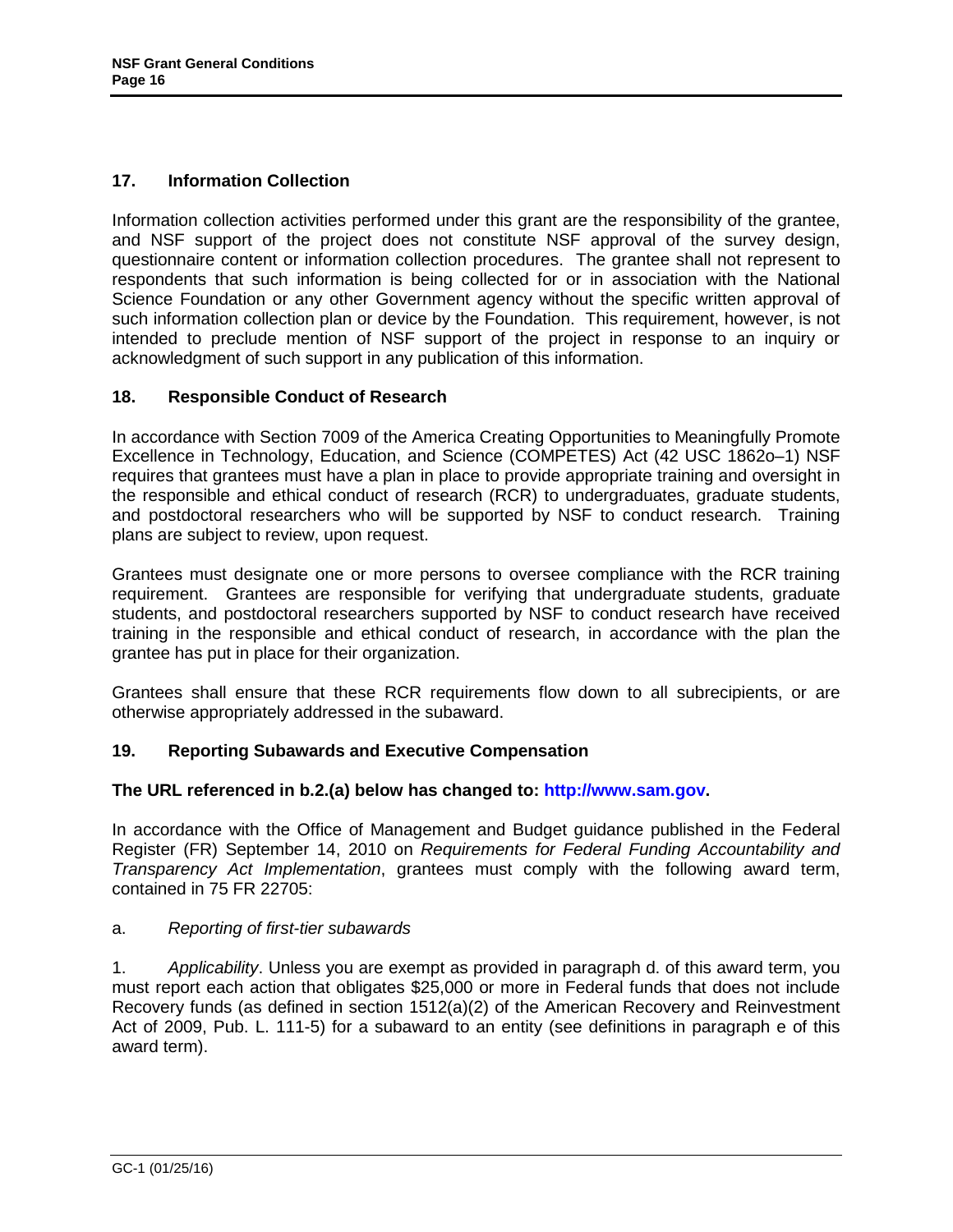## 17. Information Collection

Information collection activities performed under this grant are the responsibility of the grantee, and NSF support of the project does not constitute NSF approval of the survey design, questionnaire content or information collection procedures. The grantee shall not represent to respondents that such information is being collected for or in association with the National Science Foundation or any other Government agency without the specific written approval of such information collection plan or device by the Foundation. This requirement, however, is not intended to preclude mention of NSF support of the project in response to an inquiry or acknowledgment of such support in any publication of this information.

## 18. Responsible Conduct of Research

In accordance with Section 7009 of the America Creating Opportunities to Meaningfully Promote Excellence in Technology, Education, and Science (COMPETES) Act (42 USC 1862o–1) NSF requires that grantees must have a plan in place to provide appropriate training and oversight in the responsible and ethical conduct of research (RCR) to undergraduates, graduate students, and postdoctoral researchers who will be supported by NSF to conduct research. Training plans are subject to review, upon request.

Grantees must designate one or more persons to oversee compliance with the RCR training requirement. Grantees are responsible for verifying that undergraduate students, graduate students, and postdoctoral researchers supported by NSF to conduct research have received training in the responsible and ethical conduct of research, in accordance with the plan the grantee has put in place for their organization.

Grantees shall ensure that these RCR requirements flow down to all subrecipients, or are otherwise appropriately addressed in the subaward.

## 19. Reporting Subawards and Executive Compensation

**The URL referenced in b.2.(a) below has changed to: http://www.sam.gov.**

In accordance with the Office of Management and Budget guidance published in the Federal Register (FR) September 14, 2010 on *Requirements for Federal Funding Accountability and Transparency Act Implementation*, grantees must comply with the following award term, contained in 75 FR 22705:

a. *Reporting of first-tier subawards*

1. *Applicability*. Unless you are exempt as provided in paragraph d. of this award term, you must report each action that obligates $25,000 or more in Federal funds that does not include Recovery funds (as defined in section 1512(a)(2) of the American Recovery and Reinvestment Act of 2009, Pub. L. 111-5) for a subaward to an entity (see definitions in paragraph e of this award term).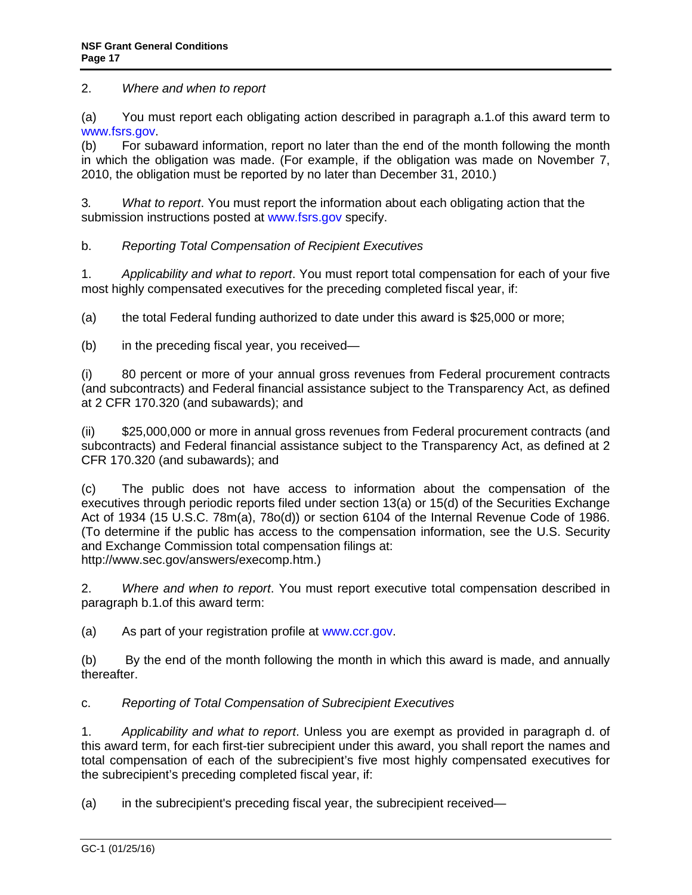2. *Where and when to report*

(a) You must report each obligating action described in paragraph a.1.of this award term to www.fsrs.gov.
(b) For subaward information, report no later than the end of the month following the month in which the obligation was made. (For example, if the obligation was made on November 7, 2010, the obligation must be reported by no later than December 31, 2010.)

3. *What to report*. You must report the information about each obligating action that the submission instructions posted at www.fsrs.gov specify.

b. *Reporting Total Compensation of Recipient Executives*

1. *Applicability and what to report*. You must report total compensation for each of your five most highly compensated executives for the preceding completed fiscal year, if:

(a) the total Federal funding authorized to date under this award is $25,000 or more;

(b) in the preceding fiscal year, you received—

(i) 80 percent or more of your annual gross revenues from Federal procurement contracts (and subcontracts) and Federal financial assistance subject to the Transparency Act, as defined at 2 CFR 170.320 (and subawards); and

(ii) $25,000,000 or more in annual gross revenues from Federal procurement contracts (and subcontracts) and Federal financial assistance subject to the Transparency Act, as defined at 2 CFR 170.320 (and subawards); and

(c) The public does not have access to information about the compensation of the executives through periodic reports filed under section 13(a) or 15(d) of the Securities Exchange Act of 1934 (15 U.S.C. 78m(a), 78o(d)) or section 6104 of the Internal Revenue Code of 1986. (To determine if the public has access to the compensation information, see the U.S. Security and Exchange Commission total compensation filings at: http://www.sec.gov/answers/execomp.htm.)

2. *Where and when to report*. You must report executive total compensation described in paragraph b.1.of this award term:

(a) As part of your registration profile at www.ccr.gov.

(b) By the end of the month following the month in which this award is made, and annually thereafter.

c. *Reporting of Total Compensation of Subrecipient Executives*

1. *Applicability and what to report*. Unless you are exempt as provided in paragraph d. of this award term, for each first-tier subrecipient under this award, you shall report the names and total compensation of each of the subrecipient's five most highly compensated executives for the subrecipient's preceding completed fiscal year, if:

(a) in the subrecipient's preceding fiscal year, the subrecipient received—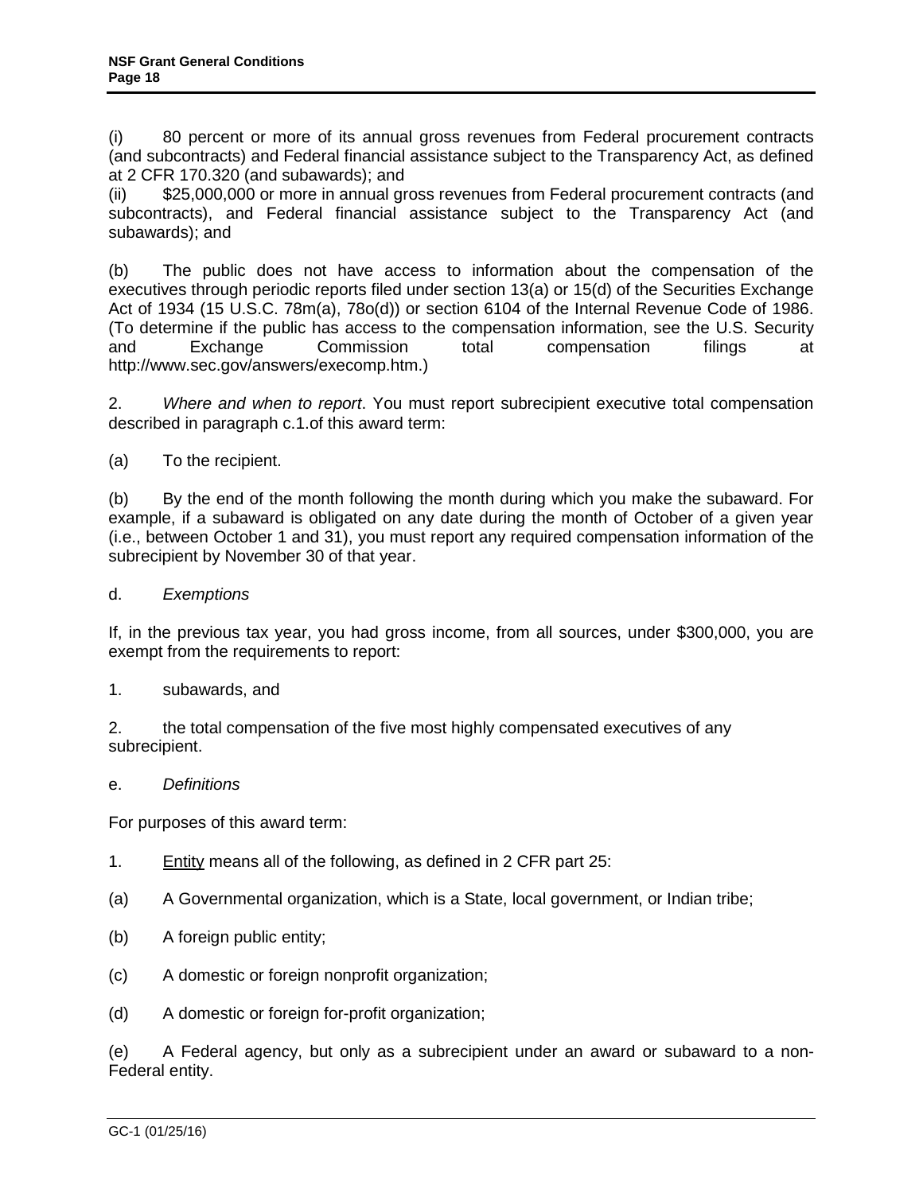(i) 80 percent or more of its annual gross revenues from Federal procurement contracts (and subcontracts) and Federal financial assistance subject to the Transparency Act, as defined at 2 CFR 170.320 (and subawards); and

(ii) $25,000,000 or more in annual gross revenues from Federal procurement contracts (and subcontracts), and Federal financial assistance subject to the Transparency Act (and subawards); and

(b) The public does not have access to information about the compensation of the executives through periodic reports filed under section 13(a) or 15(d) of the Securities Exchange Act of 1934 (15 U.S.C. 78m(a), 78o(d)) or section 6104 of the Internal Revenue Code of 1986. (To determine if the public has access to the compensation information, see the U.S. Security and Exchange Commission total compensation filings at http://www.sec.gov/answers/execomp.htm.)

2. *Where and when to report*. You must report subrecipient executive total compensation described in paragraph c.1.of this award term:

(a) To the recipient.

(b) By the end of the month following the month during which you make the subaward. For example, if a subaward is obligated on any date during the month of October of a given year (i.e., between October 1 and 31), you must report any required compensation information of the subrecipient by November 30 of that year.

d. *Exemptions*

If, in the previous tax year, you had gross income, from all sources, under $300,000, you are exempt from the requirements to report:

1. subawards, and

2. the total compensation of the five most highly compensated executives of any subrecipient.

e. *Definitions*

For purposes of this award term:

1. <u>Entity</u> means all of the following, as defined in 2 CFR part 25:

(a) A Governmental organization, which is a State, local government, or Indian tribe;

(b) A foreign public entity;

(c) A domestic or foreign nonprofit organization;

(d) A domestic or foreign for-profit organization;

(e) A Federal agency, but only as a subrecipient under an award or subaward to a non-Federal entity.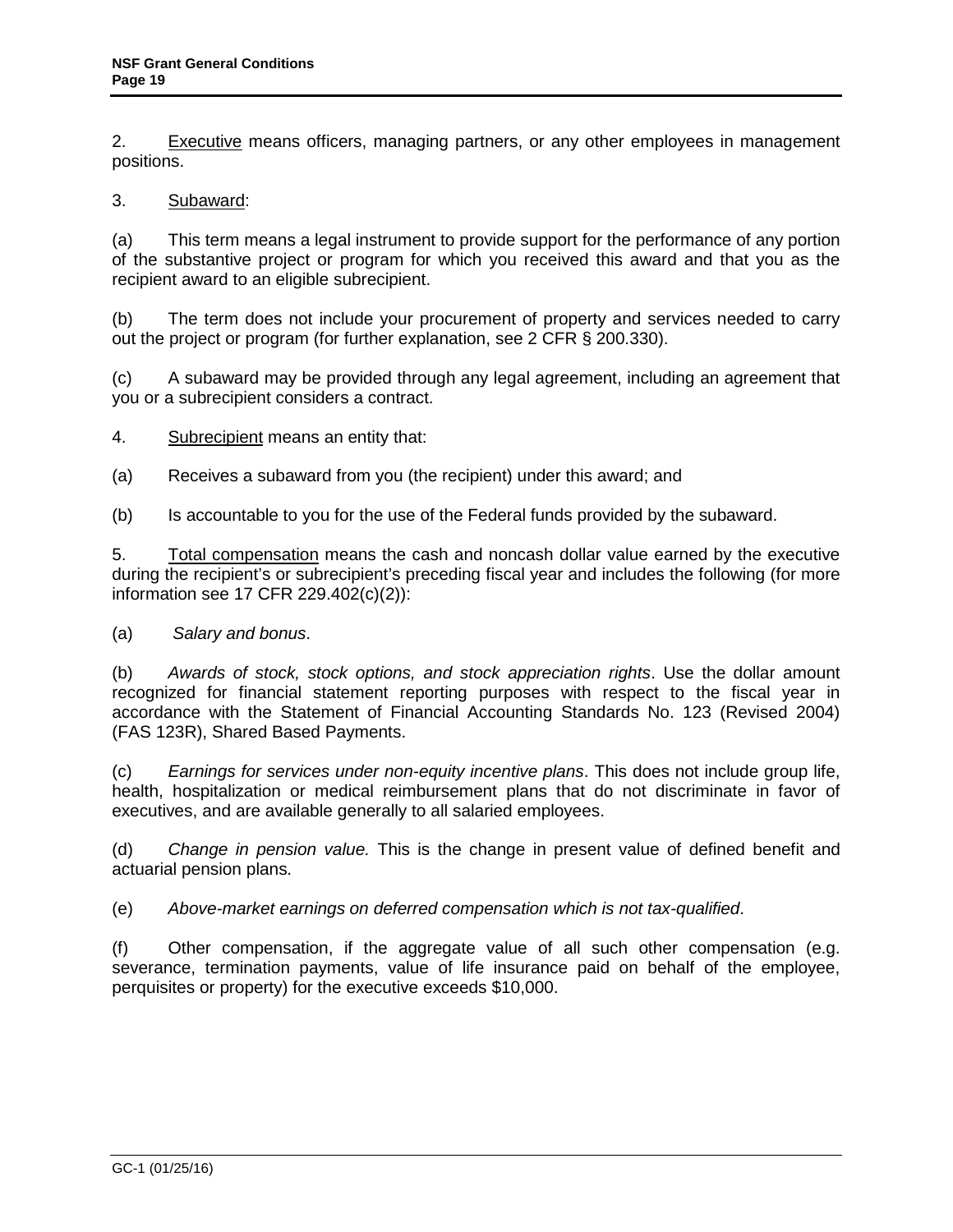2. Executive means officers, managing partners, or any other employees in management positions.

3. Subaward:

(a) This term means a legal instrument to provide support for the performance of any portion of the substantive project or program for which you received this award and that you as the recipient award to an eligible subrecipient.

(b) The term does not include your procurement of property and services needed to carry out the project or program (for further explanation, see 2 CFR § 200.330).

(c) A subaward may be provided through any legal agreement, including an agreement that you or a subrecipient considers a contract.

4. Subrecipient means an entity that:

(a) Receives a subaward from you (the recipient) under this award; and

(b) Is accountable to you for the use of the Federal funds provided by the subaward.

5. Total compensation means the cash and noncash dollar value earned by the executive during the recipient's or subrecipient's preceding fiscal year and includes the following (for more information see 17 CFR 229.402(c)(2)):

(a) *Salary and bonus*.

(b) *Awards of stock, stock options, and stock appreciation rights*. Use the dollar amount recognized for financial statement reporting purposes with respect to the fiscal year in accordance with the Statement of Financial Accounting Standards No. 123 (Revised 2004) (FAS 123R), Shared Based Payments.

(c) *Earnings for services under non-equity incentive plans*. This does not include group life, health, hospitalization or medical reimbursement plans that do not discriminate in favor of executives, and are available generally to all salaried employees.

(d) *Change in pension value.* This is the change in present value of defined benefit and actuarial pension plans.

(e) *Above-market earnings on deferred compensation which is not tax-qualified*.

(f) Other compensation, if the aggregate value of all such other compensation (e.g. severance, termination payments, value of life insurance paid on behalf of the employee, perquisites or property) for the executive exceeds $10,000.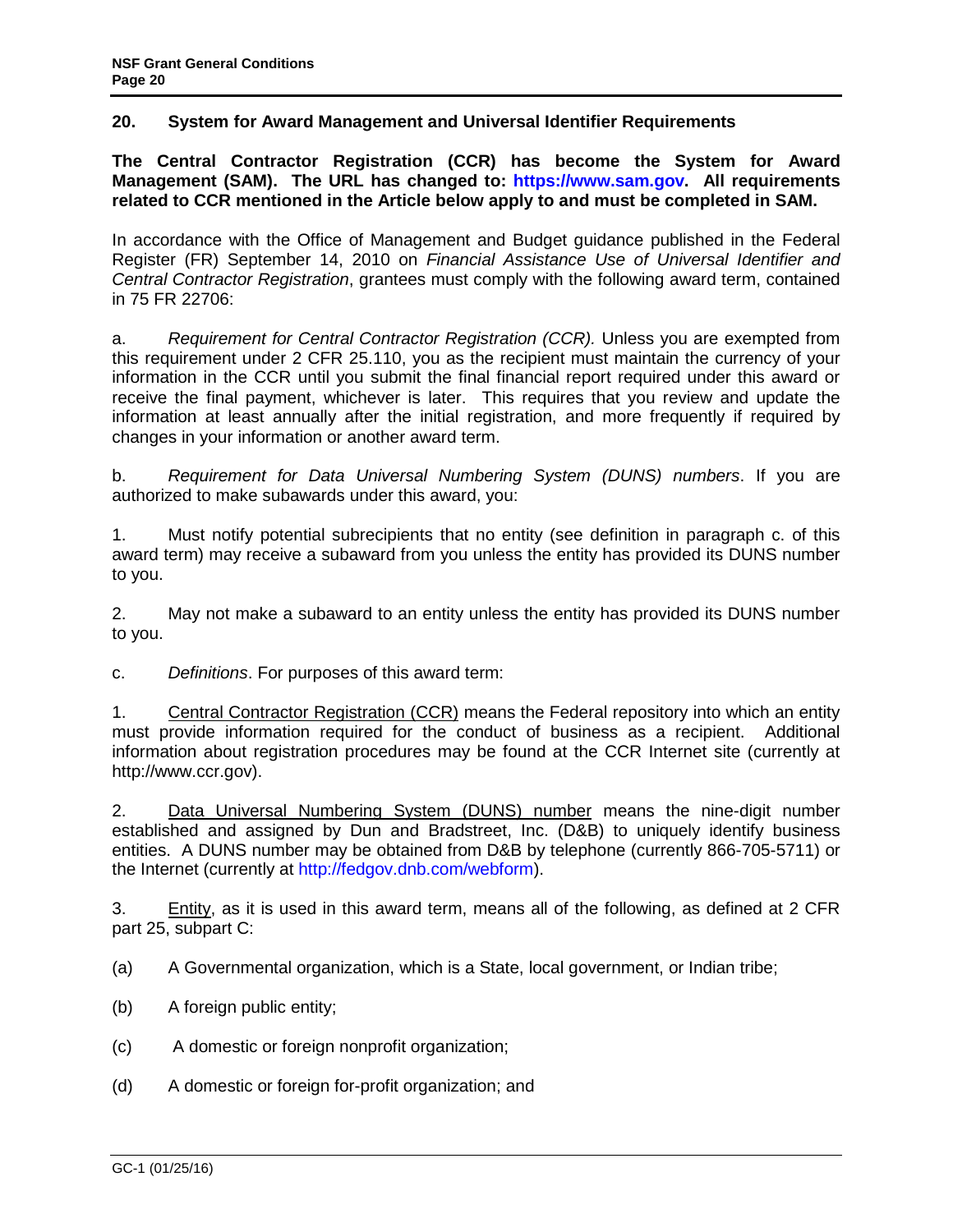## 20. System for Award Management and Universal Identifier Requirements

**The Central Contractor Registration (CCR) has become the System for Award Management (SAM). The URL has changed to: https://www.sam.gov. All requirements related to CCR mentioned in the Article below apply to and must be completed in SAM.**

In accordance with the Office of Management and Budget guidance published in the Federal Register (FR) September 14, 2010 on *Financial Assistance Use of Universal Identifier and Central Contractor Registration*, grantees must comply with the following award term, contained in 75 FR 22706:

a. *Requirement for Central Contractor Registration (CCR).* Unless you are exempted from this requirement under 2 CFR 25.110, you as the recipient must maintain the currency of your information in the CCR until you submit the final financial report required under this award or receive the final payment, whichever is later. This requires that you review and update the information at least annually after the initial registration, and more frequently if required by changes in your information or another award term.

b. *Requirement for Data Universal Numbering System (DUNS) numbers*. If you are authorized to make subawards under this award, you:

1. Must notify potential subrecipients that no entity (see definition in paragraph c. of this award term) may receive a subaward from you unless the entity has provided its DUNS number to you.

2. May not make a subaward to an entity unless the entity has provided its DUNS number to you.

c. *Definitions*. For purposes of this award term:

1. <u>Central Contractor Registration (CCR)</u> means the Federal repository into which an entity must provide information required for the conduct of business as a recipient. Additional information about registration procedures may be found at the CCR Internet site (currently at http://www.ccr.gov).

2. <u>Data Universal Numbering System (DUNS) number</u> means the nine-digit number established and assigned by Dun and Bradstreet, Inc. (D&B) to uniquely identify business entities. A DUNS number may be obtained from D&B by telephone (currently 866-705-5711) or the Internet (currently at http://fedgov.dnb.com/webform).

3. <u>Entity</u>, as it is used in this award term, means all of the following, as defined at 2 CFR part 25, subpart C:

(a) A Governmental organization, which is a State, local government, or Indian tribe;

(b) A foreign public entity;

(c) A domestic or foreign nonprofit organization;

(d) A domestic or foreign for-profit organization; and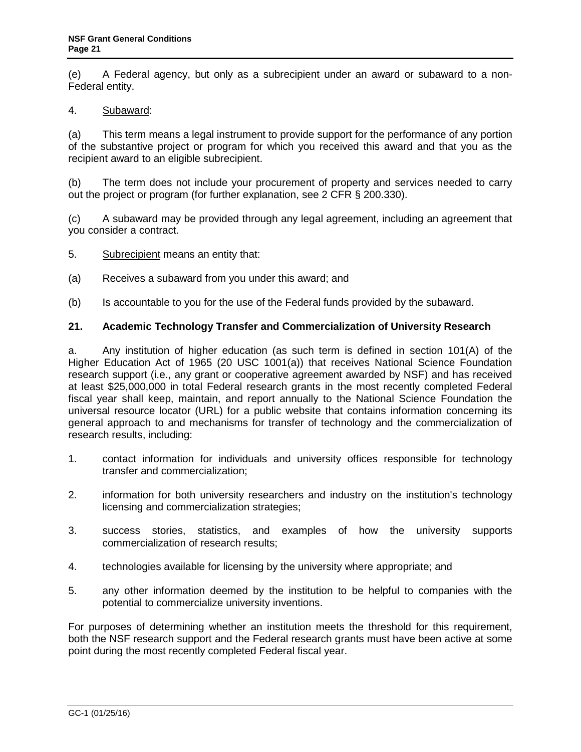(e) A Federal agency, but only as a subrecipient under an award or subaward to a non-Federal entity.

4. Subaward:

(a) This term means a legal instrument to provide support for the performance of any portion of the substantive project or program for which you received this award and that you as the recipient award to an eligible subrecipient.

(b) The term does not include your procurement of property and services needed to carry out the project or program (for further explanation, see 2 CFR § 200.330).

(c) A subaward may be provided through any legal agreement, including an agreement that you consider a contract.

5. Subrecipient means an entity that:

(a) Receives a subaward from you under this award; and

(b) Is accountable to you for the use of the Federal funds provided by the subaward.

**21. Academic Technology Transfer and Commercialization of University Research**

a. Any institution of higher education (as such term is defined in section 101(A) of the Higher Education Act of 1965 (20 USC 1001(a)) that receives National Science Foundation research support (i.e., any grant or cooperative agreement awarded by NSF) and has received at least $25,000,000 in total Federal research grants in the most recently completed Federal fiscal year shall keep, maintain, and report annually to the National Science Foundation the universal resource locator (URL) for a public website that contains information concerning its general approach to and mechanisms for transfer of technology and the commercialization of research results, including:

1. contact information for individuals and university offices responsible for technology transfer and commercialization;

2. information for both university researchers and industry on the institution's technology licensing and commercialization strategies;

3. success stories, statistics, and examples of how the university supports commercialization of research results;

4. technologies available for licensing by the university where appropriate; and

5. any other information deemed by the institution to be helpful to companies with the potential to commercialize university inventions.

For purposes of determining whether an institution meets the threshold for this requirement, both the NSF research support and the Federal research grants must have been active at some point during the most recently completed Federal fiscal year.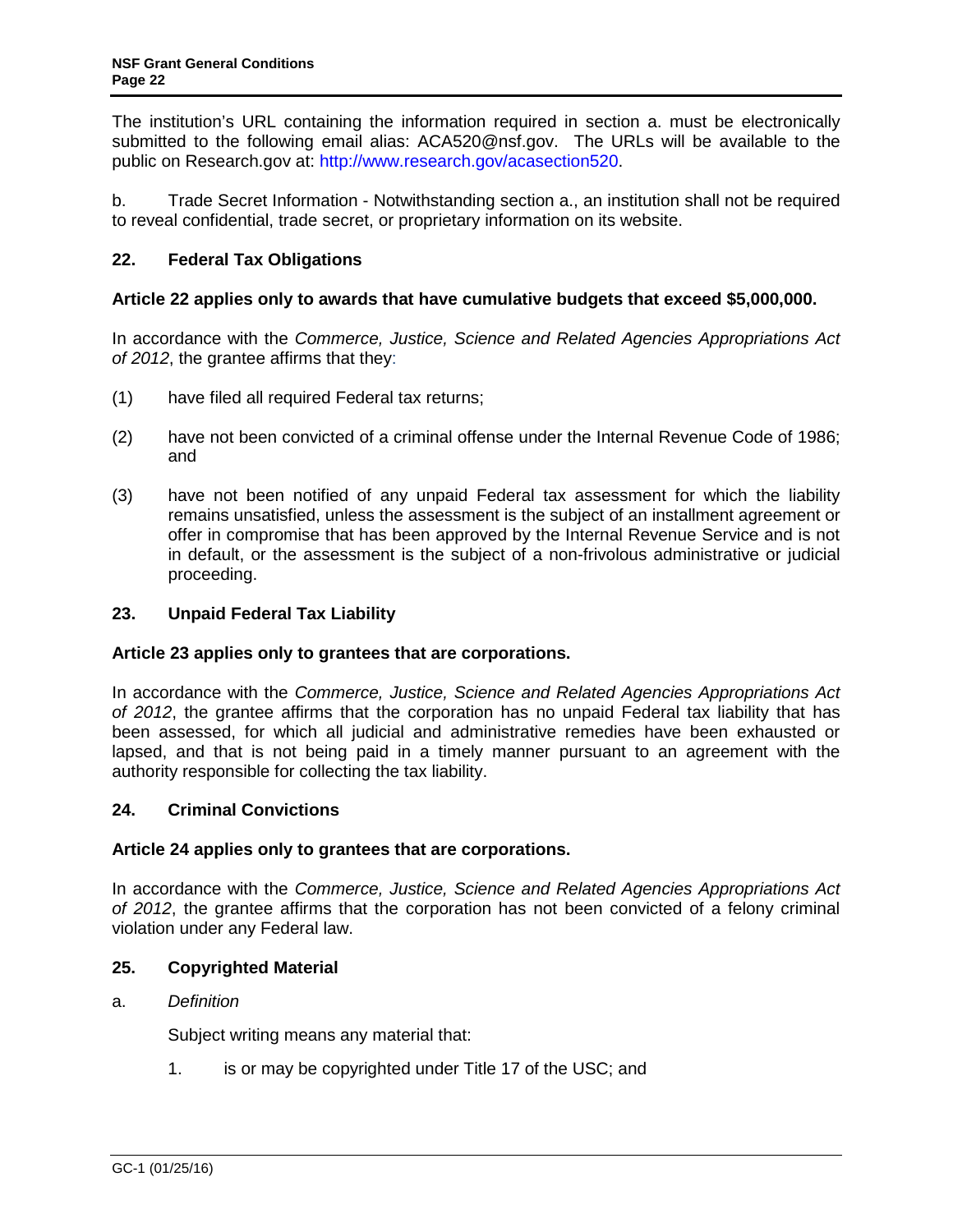The institution's URL containing the information required in section a. must be electronically submitted to the following email alias: ACA520@nsf.gov. The URLs will be available to the public on Research.gov at: http://www.research.gov/acasection520.

b. Trade Secret Information - Notwithstanding section a., an institution shall not be required to reveal confidential, trade secret, or proprietary information on its website.

## 22. Federal Tax Obligations

**Article 22 applies only to awards that have cumulative budgets that exceed $5,000,000.**

In accordance with the *Commerce, Justice, Science and Related Agencies Appropriations Act of 2012*, the grantee affirms that they:

(1) have filed all required Federal tax returns;

(2) have not been convicted of a criminal offense under the Internal Revenue Code of 1986; and

(3) have not been notified of any unpaid Federal tax assessment for which the liability remains unsatisfied, unless the assessment is the subject of an installment agreement or offer in compromise that has been approved by the Internal Revenue Service and is not in default, or the assessment is the subject of a non-frivolous administrative or judicial proceeding.

## 23. Unpaid Federal Tax Liability

**Article 23 applies only to grantees that are corporations.**

In accordance with the *Commerce, Justice, Science and Related Agencies Appropriations Act of 2012*, the grantee affirms that the corporation has no unpaid Federal tax liability that has been assessed, for which all judicial and administrative remedies have been exhausted or lapsed, and that is not being paid in a timely manner pursuant to an agreement with the authority responsible for collecting the tax liability.

## 24. Criminal Convictions

**Article 24 applies only to grantees that are corporations.**

In accordance with the *Commerce, Justice, Science and Related Agencies Appropriations Act of 2012*, the grantee affirms that the corporation has not been convicted of a felony criminal violation under any Federal law.

## 25. Copyrighted Material

a. *Definition*

Subject writing means any material that:

1. is or may be copyrighted under Title 17 of the USC; and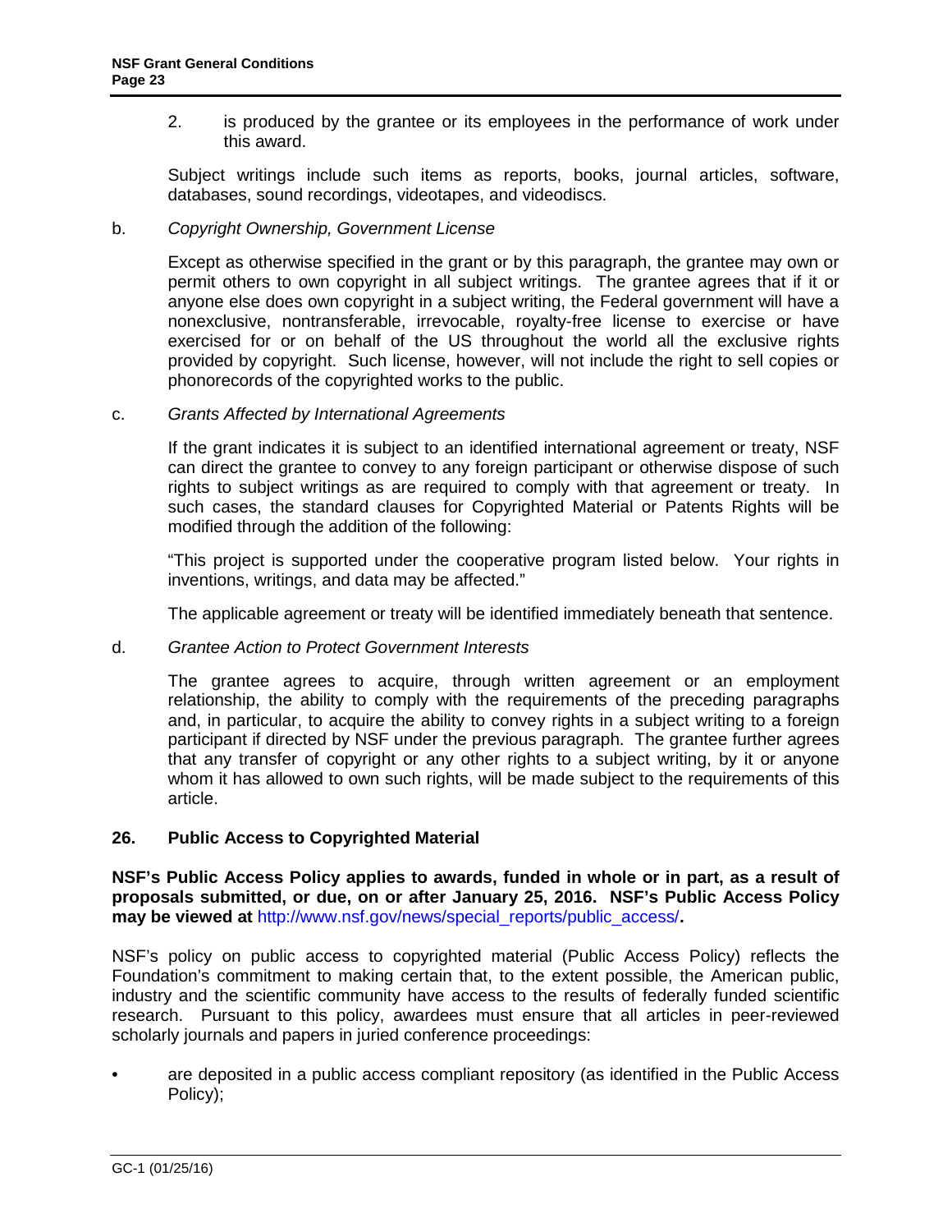2. is produced by the grantee or its employees in the performance of work under this award.

Subject writings include such items as reports, books, journal articles, software, databases, sound recordings, videotapes, and videodiscs.

b. *Copyright Ownership, Government License*

Except as otherwise specified in the grant or by this paragraph, the grantee may own or permit others to own copyright in all subject writings. The grantee agrees that if it or anyone else does own copyright in a subject writing, the Federal government will have a nonexclusive, nontransferable, irrevocable, royalty-free license to exercise or have exercised for or on behalf of the US throughout the world all the exclusive rights provided by copyright. Such license, however, will not include the right to sell copies or phonorecords of the copyrighted works to the public.

c. *Grants Affected by International Agreements*

If the grant indicates it is subject to an identified international agreement or treaty, NSF can direct the grantee to convey to any foreign participant or otherwise dispose of such rights to subject writings as are required to comply with that agreement or treaty. In such cases, the standard clauses for Copyrighted Material or Patents Rights will be modified through the addition of the following:

"This project is supported under the cooperative program listed below. Your rights in inventions, writings, and data may be affected."

The applicable agreement or treaty will be identified immediately beneath that sentence.

d. *Grantee Action to Protect Government Interests*

The grantee agrees to acquire, through written agreement or an employment relationship, the ability to comply with the requirements of the preceding paragraphs and, in particular, to acquire the ability to convey rights in a subject writing to a foreign participant if directed by NSF under the previous paragraph. The grantee further agrees that any transfer of copyright or any other rights to a subject writing, by it or anyone whom it has allowed to own such rights, will be made subject to the requirements of this article.

## 26. Public Access to Copyrighted Material

**NSF's Public Access Policy applies to awards, funded in whole or in part, as a result of proposals submitted, or due, on or after January 25, 2016. NSF's Public Access Policy may be viewed at** http://www.nsf.gov/news/special_reports/public_access/**.**

NSF's policy on public access to copyrighted material (Public Access Policy) reflects the Foundation's commitment to making certain that, to the extent possible, the American public, industry and the scientific community have access to the results of federally funded scientific research. Pursuant to this policy, awardees must ensure that all articles in peer-reviewed scholarly journals and papers in juried conference proceedings:

- are deposited in a public access compliant repository (as identified in the Public Access Policy);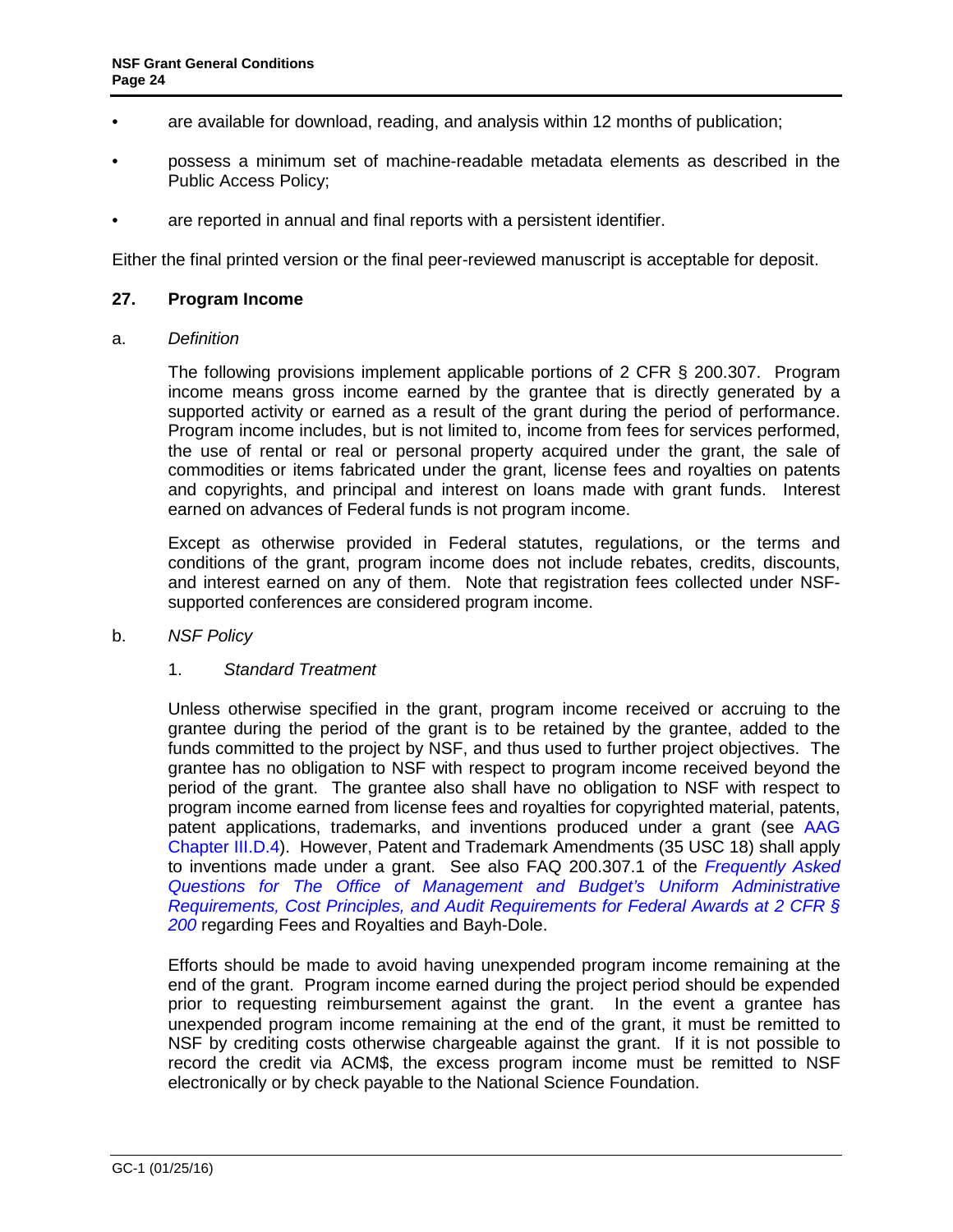- are available for download, reading, and analysis within 12 months of publication;
- possess a minimum set of machine-readable metadata elements as described in the Public Access Policy;
- are reported in annual and final reports with a persistent identifier.

Either the final printed version or the final peer-reviewed manuscript is acceptable for deposit.

## 27. Program Income

a. *Definition*

The following provisions implement applicable portions of 2 CFR § 200.307. Program income means gross income earned by the grantee that is directly generated by a supported activity or earned as a result of the grant during the period of performance. Program income includes, but is not limited to, income from fees for services performed, the use of rental or real or personal property acquired under the grant, the sale of commodities or items fabricated under the grant, license fees and royalties on patents and copyrights, and principal and interest on loans made with grant funds. Interest earned on advances of Federal funds is not program income.

Except as otherwise provided in Federal statutes, regulations, or the terms and conditions of the grant, program income does not include rebates, credits, discounts, and interest earned on any of them. Note that registration fees collected under NSF-supported conferences are considered program income.

b. *NSF Policy*

1. *Standard Treatment*

Unless otherwise specified in the grant, program income received or accruing to the grantee during the period of the grant is to be retained by the grantee, added to the funds committed to the project by NSF, and thus used to further project objectives. The grantee has no obligation to NSF with respect to program income received beyond the period of the grant. The grantee also shall have no obligation to NSF with respect to program income earned from license fees and royalties for copyrighted material, patents, patent applications, trademarks, and inventions produced under a grant (see AAG Chapter III.D.4). However, Patent and Trademark Amendments (35 USC 18) shall apply to inventions made under a grant. See also FAQ 200.307.1 of the *Frequently Asked Questions for The Office of Management and Budget's Uniform Administrative Requirements, Cost Principles, and Audit Requirements for Federal Awards at 2 CFR § 200* regarding Fees and Royalties and Bayh-Dole.

Efforts should be made to avoid having unexpended program income remaining at the end of the grant. Program income earned during the project period should be expended prior to requesting reimbursement against the grant. In the event a grantee has unexpended program income remaining at the end of the grant, it must be remitted to NSF by crediting costs otherwise chargeable against the grant. If it is not possible to record the credit via ACM$, the excess program income must be remitted to NSF electronically or by check payable to the National Science Foundation.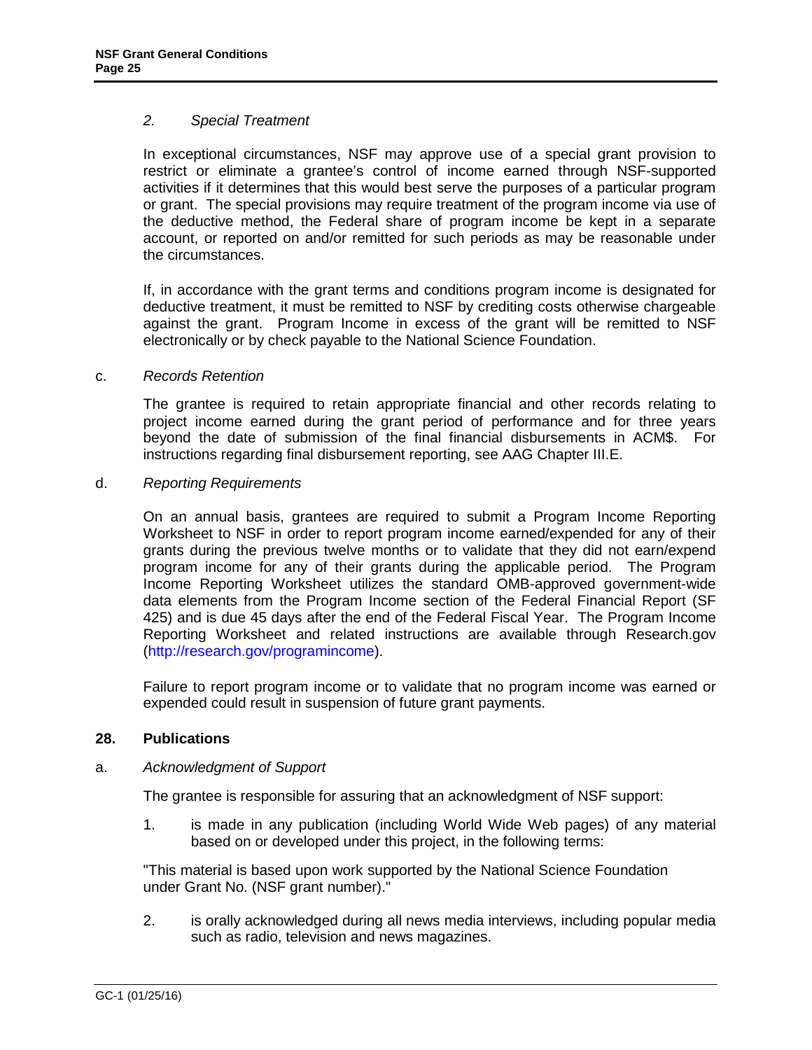*2. Special Treatment*

In exceptional circumstances, NSF may approve use of a special grant provision to restrict or eliminate a grantee's control of income earned through NSF-supported activities if it determines that this would best serve the purposes of a particular program or grant. The special provisions may require treatment of the program income via use of the deductive method, the Federal share of program income be kept in a separate account, or reported on and/or remitted for such periods as may be reasonable under the circumstances.

If, in accordance with the grant terms and conditions program income is designated for deductive treatment, it must be remitted to NSF by crediting costs otherwise chargeable against the grant. Program Income in excess of the grant will be remitted to NSF electronically or by check payable to the National Science Foundation.

c. *Records Retention*

The grantee is required to retain appropriate financial and other records relating to project income earned during the grant period of performance and for three years beyond the date of submission of the final financial disbursements in ACM$. For instructions regarding final disbursement reporting, see AAG Chapter III.E.

d. *Reporting Requirements*

On an annual basis, grantees are required to submit a Program Income Reporting Worksheet to NSF in order to report program income earned/expended for any of their grants during the previous twelve months or to validate that they did not earn/expend program income for any of their grants during the applicable period. The Program Income Reporting Worksheet utilizes the standard OMB-approved government-wide data elements from the Program Income section of the Federal Financial Report (SF 425) and is due 45 days after the end of the Federal Fiscal Year. The Program Income Reporting Worksheet and related instructions are available through Research.gov (http://research.gov/programincome).

Failure to report program income or to validate that no program income was earned or expended could result in suspension of future grant payments.

## 28. Publications

a. *Acknowledgment of Support*

The grantee is responsible for assuring that an acknowledgment of NSF support:

1. is made in any publication (including World Wide Web pages) of any material based on or developed under this project, in the following terms:

"This material is based upon work supported by the National Science Foundation under Grant No. (NSF grant number)."

2. is orally acknowledged during all news media interviews, including popular media such as radio, television and news magazines.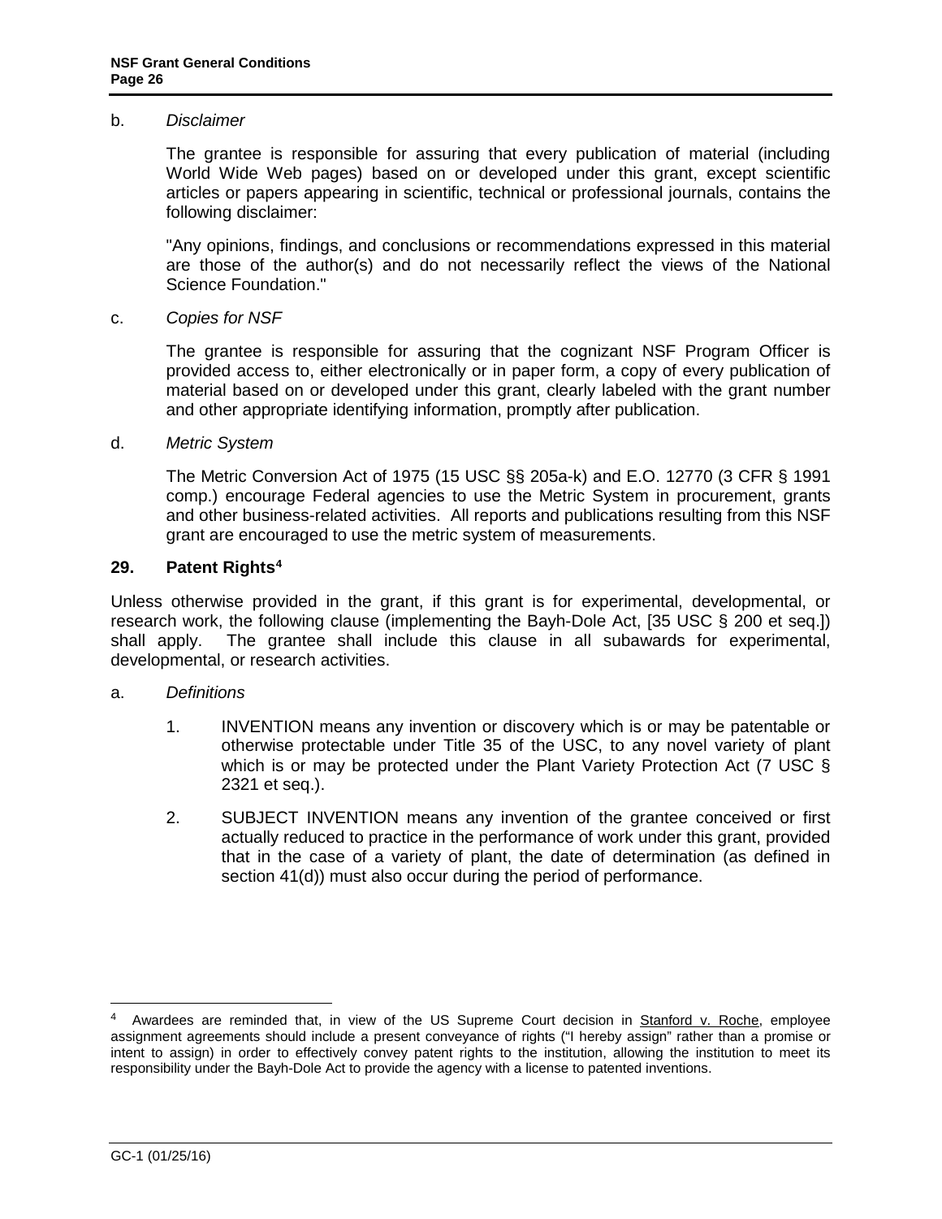b. *Disclaimer*

The grantee is responsible for assuring that every publication of material (including World Wide Web pages) based on or developed under this grant, except scientific articles or papers appearing in scientific, technical or professional journals, contains the following disclaimer:

"Any opinions, findings, and conclusions or recommendations expressed in this material are those of the author(s) and do not necessarily reflect the views of the National Science Foundation."

c. *Copies for NSF*

The grantee is responsible for assuring that the cognizant NSF Program Officer is provided access to, either electronically or in paper form, a copy of every publication of material based on or developed under this grant, clearly labeled with the grant number and other appropriate identifying information, promptly after publication.

d. *Metric System*

The Metric Conversion Act of 1975 (15 USC §§ 205a-k) and E.O. 12770 (3 CFR § 1991 comp.) encourage Federal agencies to use the Metric System in procurement, grants and other business-related activities. All reports and publications resulting from this NSF grant are encouraged to use the metric system of measurements.

## 29. Patent Rights[4]

Unless otherwise provided in the grant, if this grant is for experimental, developmental, or research work, the following clause (implementing the Bayh-Dole Act, [35 USC § 200 et seq.]) shall apply. The grantee shall include this clause in all subawards for experimental, developmental, or research activities.

a. *Definitions*

1. INVENTION means any invention or discovery which is or may be patentable or otherwise protectable under Title 35 of the USC, to any novel variety of plant which is or may be protected under the Plant Variety Protection Act (7 USC § 2321 et seq.).

2. SUBJECT INVENTION means any invention of the grantee conceived or first actually reduced to practice in the performance of work under this grant, provided that in the case of a variety of plant, the date of determination (as defined in section 41(d)) must also occur during the period of performance.

---

[4] Awardees are reminded that, in view of the US Supreme Court decision in Stanford v. Roche, employee assignment agreements should include a present conveyance of rights ("I hereby assign" rather than a promise or intent to assign) in order to effectively convey patent rights to the institution, allowing the institution to meet its responsibility under the Bayh-Dole Act to provide the agency with a license to patented inventions.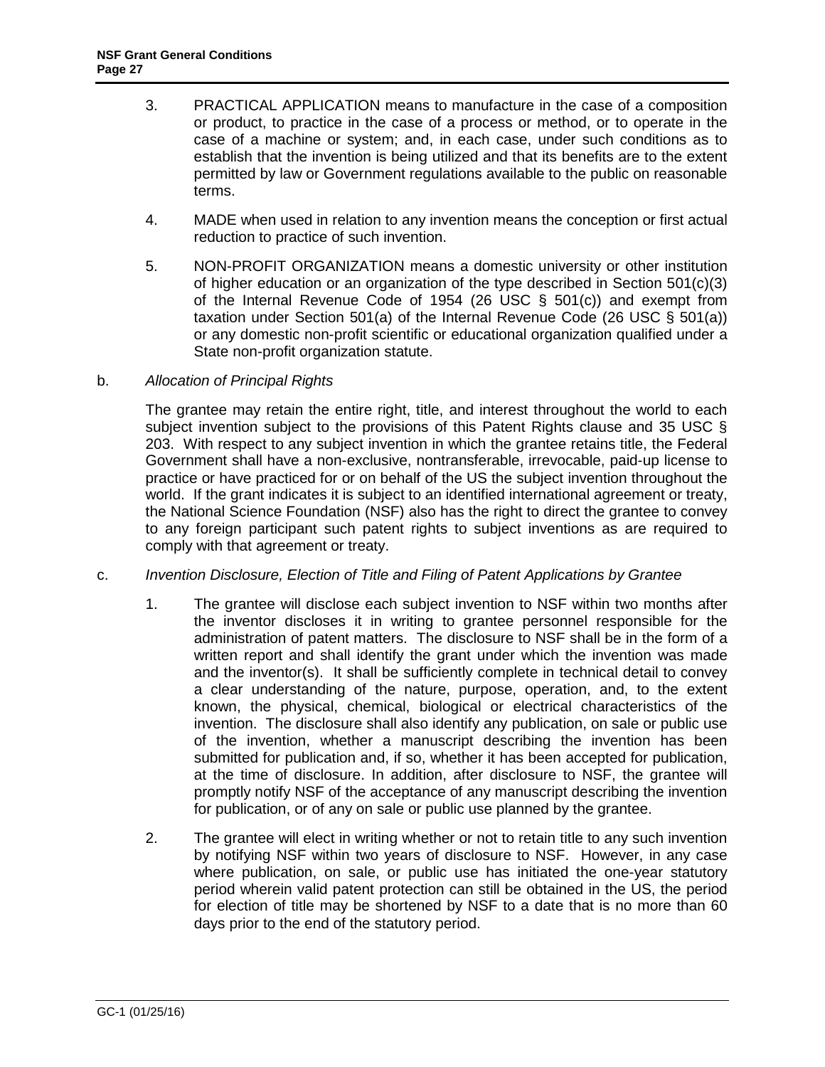3. PRACTICAL APPLICATION means to manufacture in the case of a composition or product, to practice in the case of a process or method, or to operate in the case of a machine or system; and, in each case, under such conditions as to establish that the invention is being utilized and that its benefits are to the extent permitted by law or Government regulations available to the public on reasonable terms.

4. MADE when used in relation to any invention means the conception or first actual reduction to practice of such invention.

5. NON-PROFIT ORGANIZATION means a domestic university or other institution of higher education or an organization of the type described in Section 501(c)(3) of the Internal Revenue Code of 1954 (26 USC § 501(c)) and exempt from taxation under Section 501(a) of the Internal Revenue Code (26 USC § 501(a)) or any domestic non-profit scientific or educational organization qualified under a State non-profit organization statute.

b. *Allocation of Principal Rights*

The grantee may retain the entire right, title, and interest throughout the world to each subject invention subject to the provisions of this Patent Rights clause and 35 USC § 203. With respect to any subject invention in which the grantee retains title, the Federal Government shall have a non-exclusive, nontransferable, irrevocable, paid-up license to practice or have practiced for or on behalf of the US the subject invention throughout the world. If the grant indicates it is subject to an identified international agreement or treaty, the National Science Foundation (NSF) also has the right to direct the grantee to convey to any foreign participant such patent rights to subject inventions as are required to comply with that agreement or treaty.

c. *Invention Disclosure, Election of Title and Filing of Patent Applications by Grantee*

1. The grantee will disclose each subject invention to NSF within two months after the inventor discloses it in writing to grantee personnel responsible for the administration of patent matters. The disclosure to NSF shall be in the form of a written report and shall identify the grant under which the invention was made and the inventor(s). It shall be sufficiently complete in technical detail to convey a clear understanding of the nature, purpose, operation, and, to the extent known, the physical, chemical, biological or electrical characteristics of the invention. The disclosure shall also identify any publication, on sale or public use of the invention, whether a manuscript describing the invention has been submitted for publication and, if so, whether it has been accepted for publication, at the time of disclosure. In addition, after disclosure to NSF, the grantee will promptly notify NSF of the acceptance of any manuscript describing the invention for publication, or of any on sale or public use planned by the grantee.

2. The grantee will elect in writing whether or not to retain title to any such invention by notifying NSF within two years of disclosure to NSF. However, in any case where publication, on sale, or public use has initiated the one-year statutory period wherein valid patent protection can still be obtained in the US, the period for election of title may be shortened by NSF to a date that is no more than 60 days prior to the end of the statutory period.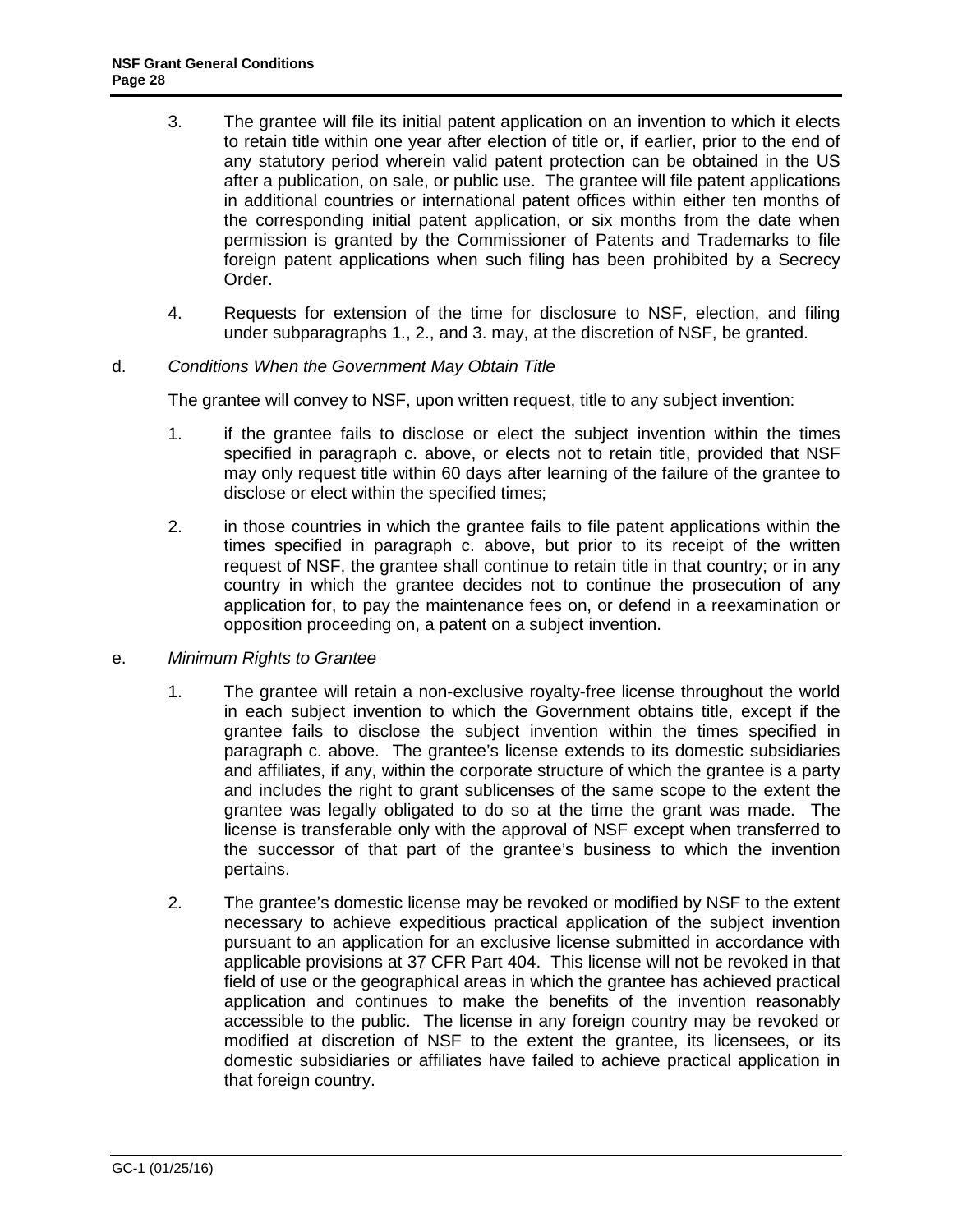3. The grantee will file its initial patent application on an invention to which it elects to retain title within one year after election of title or, if earlier, prior to the end of any statutory period wherein valid patent protection can be obtained in the US after a publication, on sale, or public use. The grantee will file patent applications in additional countries or international patent offices within either ten months of the corresponding initial patent application, or six months from the date when permission is granted by the Commissioner of Patents and Trademarks to file foreign patent applications when such filing has been prohibited by a Secrecy Order.

4. Requests for extension of the time for disclosure to NSF, election, and filing under subparagraphs 1., 2., and 3. may, at the discretion of NSF, be granted.

d. *Conditions When the Government May Obtain Title*

The grantee will convey to NSF, upon written request, title to any subject invention:

1. if the grantee fails to disclose or elect the subject invention within the times specified in paragraph c. above, or elects not to retain title, provided that NSF may only request title within 60 days after learning of the failure of the grantee to disclose or elect within the specified times;

2. in those countries in which the grantee fails to file patent applications within the times specified in paragraph c. above, but prior to its receipt of the written request of NSF, the grantee shall continue to retain title in that country; or in any country in which the grantee decides not to continue the prosecution of any application for, to pay the maintenance fees on, or defend in a reexamination or opposition proceeding on, a patent on a subject invention.

e. *Minimum Rights to Grantee*

1. The grantee will retain a non-exclusive royalty-free license throughout the world in each subject invention to which the Government obtains title, except if the grantee fails to disclose the subject invention within the times specified in paragraph c. above. The grantee's license extends to its domestic subsidiaries and affiliates, if any, within the corporate structure of which the grantee is a party and includes the right to grant sublicenses of the same scope to the extent the grantee was legally obligated to do so at the time the grant was made. The license is transferable only with the approval of NSF except when transferred to the successor of that part of the grantee's business to which the invention pertains.

2. The grantee's domestic license may be revoked or modified by NSF to the extent necessary to achieve expeditious practical application of the subject invention pursuant to an application for an exclusive license submitted in accordance with applicable provisions at 37 CFR Part 404. This license will not be revoked in that field of use or the geographical areas in which the grantee has achieved practical application and continues to make the benefits of the invention reasonably accessible to the public. The license in any foreign country may be revoked or modified at discretion of NSF to the extent the grantee, its licensees, or its domestic subsidiaries or affiliates have failed to achieve practical application in that foreign country.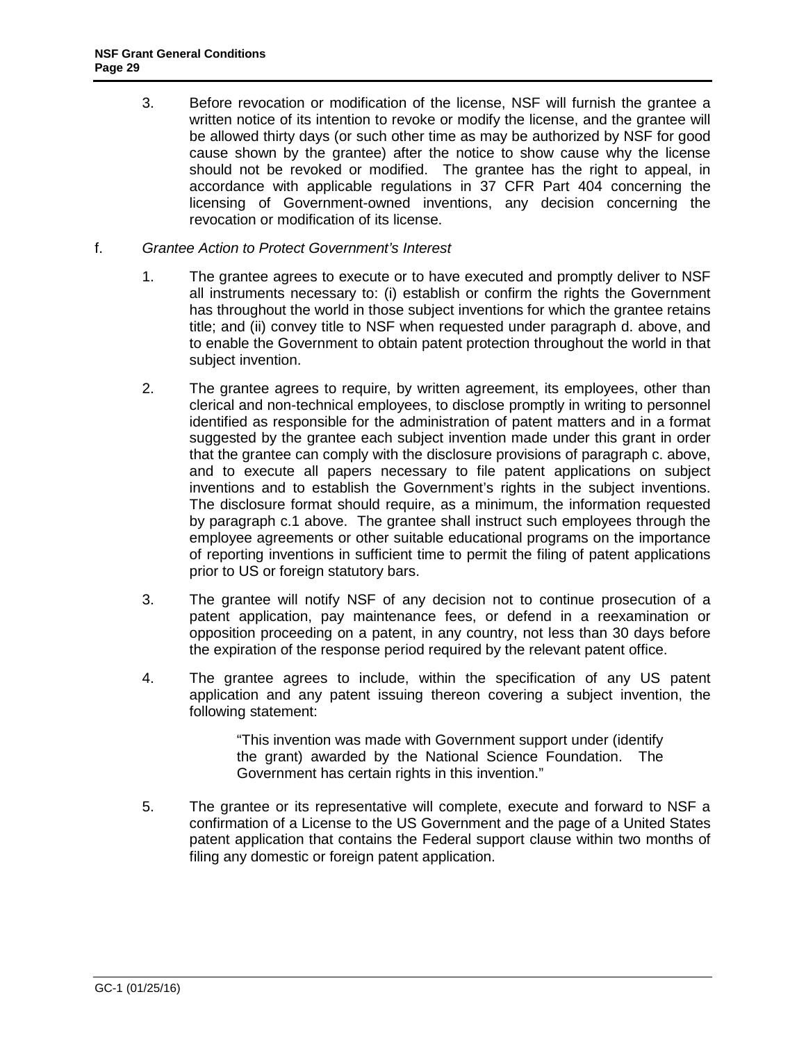3. Before revocation or modification of the license, NSF will furnish the grantee a written notice of its intention to revoke or modify the license, and the grantee will be allowed thirty days (or such other time as may be authorized by NSF for good cause shown by the grantee) after the notice to show cause why the license should not be revoked or modified. The grantee has the right to appeal, in accordance with applicable regulations in 37 CFR Part 404 concerning the licensing of Government-owned inventions, any decision concerning the revocation or modification of its license.

f. *Grantee Action to Protect Government's Interest*

1. The grantee agrees to execute or to have executed and promptly deliver to NSF all instruments necessary to: (i) establish or confirm the rights the Government has throughout the world in those subject inventions for which the grantee retains title; and (ii) convey title to NSF when requested under paragraph d. above, and to enable the Government to obtain patent protection throughout the world in that subject invention.

2. The grantee agrees to require, by written agreement, its employees, other than clerical and non-technical employees, to disclose promptly in writing to personnel identified as responsible for the administration of patent matters and in a format suggested by the grantee each subject invention made under this grant in order that the grantee can comply with the disclosure provisions of paragraph c. above, and to execute all papers necessary to file patent applications on subject inventions and to establish the Government's rights in the subject inventions. The disclosure format should require, as a minimum, the information requested by paragraph c.1 above. The grantee shall instruct such employees through the employee agreements or other suitable educational programs on the importance of reporting inventions in sufficient time to permit the filing of patent applications prior to US or foreign statutory bars.

3. The grantee will notify NSF of any decision not to continue prosecution of a patent application, pay maintenance fees, or defend in a reexamination or opposition proceeding on a patent, in any country, not less than 30 days before the expiration of the response period required by the relevant patent office.

4. The grantee agrees to include, within the specification of any US patent application and any patent issuing thereon covering a subject invention, the following statement:

> "This invention was made with Government support under (identify the grant) awarded by the National Science Foundation. The Government has certain rights in this invention."

5. The grantee or its representative will complete, execute and forward to NSF a confirmation of a License to the US Government and the page of a United States patent application that contains the Federal support clause within two months of filing any domestic or foreign patent application.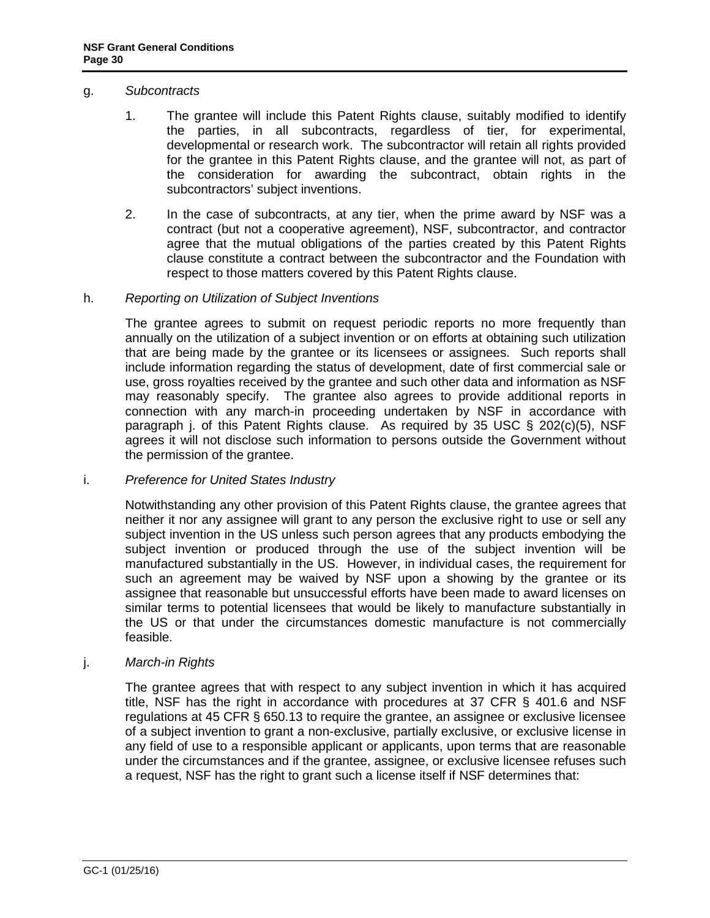g. *Subcontracts*

1. The grantee will include this Patent Rights clause, suitably modified to identify the parties, in all subcontracts, regardless of tier, for experimental, developmental or research work. The subcontractor will retain all rights provided for the grantee in this Patent Rights clause, and the grantee will not, as part of the consideration for awarding the subcontract, obtain rights in the subcontractors' subject inventions.

2. In the case of subcontracts, at any tier, when the prime award by NSF was a contract (but not a cooperative agreement), NSF, subcontractor, and contractor agree that the mutual obligations of the parties created by this Patent Rights clause constitute a contract between the subcontractor and the Foundation with respect to those matters covered by this Patent Rights clause.

h. *Reporting on Utilization of Subject Inventions*

The grantee agrees to submit on request periodic reports no more frequently than annually on the utilization of a subject invention or on efforts at obtaining such utilization that are being made by the grantee or its licensees or assignees. Such reports shall include information regarding the status of development, date of first commercial sale or use, gross royalties received by the grantee and such other data and information as NSF may reasonably specify. The grantee also agrees to provide additional reports in connection with any march-in proceeding undertaken by NSF in accordance with paragraph j. of this Patent Rights clause. As required by 35 USC § 202(c)(5), NSF agrees it will not disclose such information to persons outside the Government without the permission of the grantee.

i. *Preference for United States Industry*

Notwithstanding any other provision of this Patent Rights clause, the grantee agrees that neither it nor any assignee will grant to any person the exclusive right to use or sell any subject invention in the US unless such person agrees that any products embodying the subject invention or produced through the use of the subject invention will be manufactured substantially in the US. However, in individual cases, the requirement for such an agreement may be waived by NSF upon a showing by the grantee or its assignee that reasonable but unsuccessful efforts have been made to award licenses on similar terms to potential licensees that would be likely to manufacture substantially in the US or that under the circumstances domestic manufacture is not commercially feasible.

j. *March-in Rights*

The grantee agrees that with respect to any subject invention in which it has acquired title, NSF has the right in accordance with procedures at 37 CFR § 401.6 and NSF regulations at 45 CFR § 650.13 to require the grantee, an assignee or exclusive licensee of a subject invention to grant a non-exclusive, partially exclusive, or exclusive license in any field of use to a responsible applicant or applicants, upon terms that are reasonable under the circumstances and if the grantee, assignee, or exclusive licensee refuses such a request, NSF has the right to grant such a license itself if NSF determines that: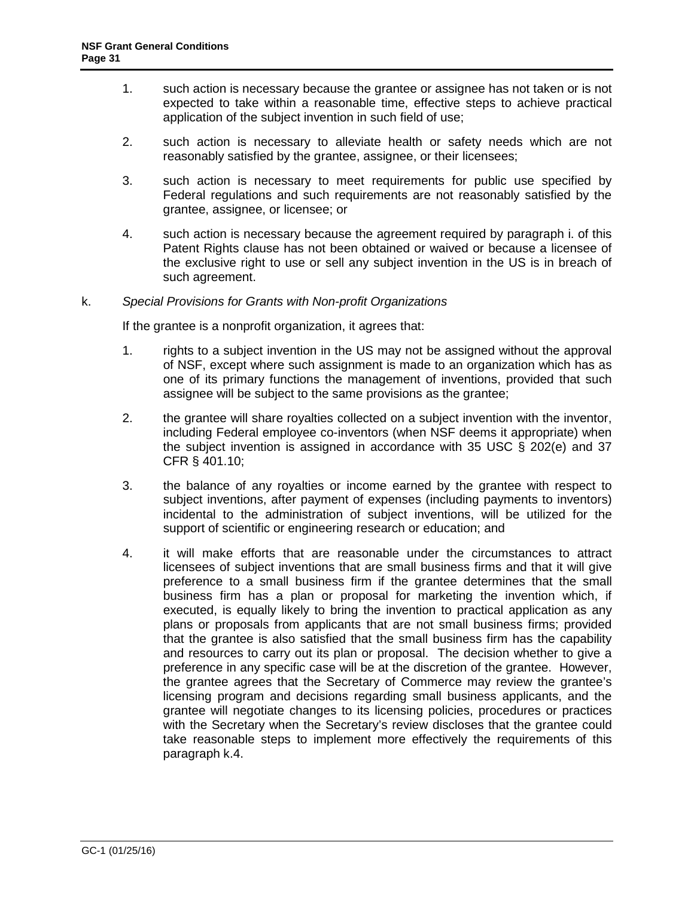1. such action is necessary because the grantee or assignee has not taken or is not expected to take within a reasonable time, effective steps to achieve practical application of the subject invention in such field of use;

2. such action is necessary to alleviate health or safety needs which are not reasonably satisfied by the grantee, assignee, or their licensees;

3. such action is necessary to meet requirements for public use specified by Federal regulations and such requirements are not reasonably satisfied by the grantee, assignee, or licensee; or

4. such action is necessary because the agreement required by paragraph i. of this Patent Rights clause has not been obtained or waived or because a licensee of the exclusive right to use or sell any subject invention in the US is in breach of such agreement.

k. *Special Provisions for Grants with Non-profit Organizations*

If the grantee is a nonprofit organization, it agrees that:

1. rights to a subject invention in the US may not be assigned without the approval of NSF, except where such assignment is made to an organization which has as one of its primary functions the management of inventions, provided that such assignee will be subject to the same provisions as the grantee;

2. the grantee will share royalties collected on a subject invention with the inventor, including Federal employee co-inventors (when NSF deems it appropriate) when the subject invention is assigned in accordance with 35 USC § 202(e) and 37 CFR § 401.10;

3. the balance of any royalties or income earned by the grantee with respect to subject inventions, after payment of expenses (including payments to inventors) incidental to the administration of subject inventions, will be utilized for the support of scientific or engineering research or education; and

4. it will make efforts that are reasonable under the circumstances to attract licensees of subject inventions that are small business firms and that it will give preference to a small business firm if the grantee determines that the small business firm has a plan or proposal for marketing the invention which, if executed, is equally likely to bring the invention to practical application as any plans or proposals from applicants that are not small business firms; provided that the grantee is also satisfied that the small business firm has the capability and resources to carry out its plan or proposal. The decision whether to give a preference in any specific case will be at the discretion of the grantee. However, the grantee agrees that the Secretary of Commerce may review the grantee's licensing program and decisions regarding small business applicants, and the grantee will negotiate changes to its licensing policies, procedures or practices with the Secretary when the Secretary's review discloses that the grantee could take reasonable steps to implement more effectively the requirements of this paragraph k.4.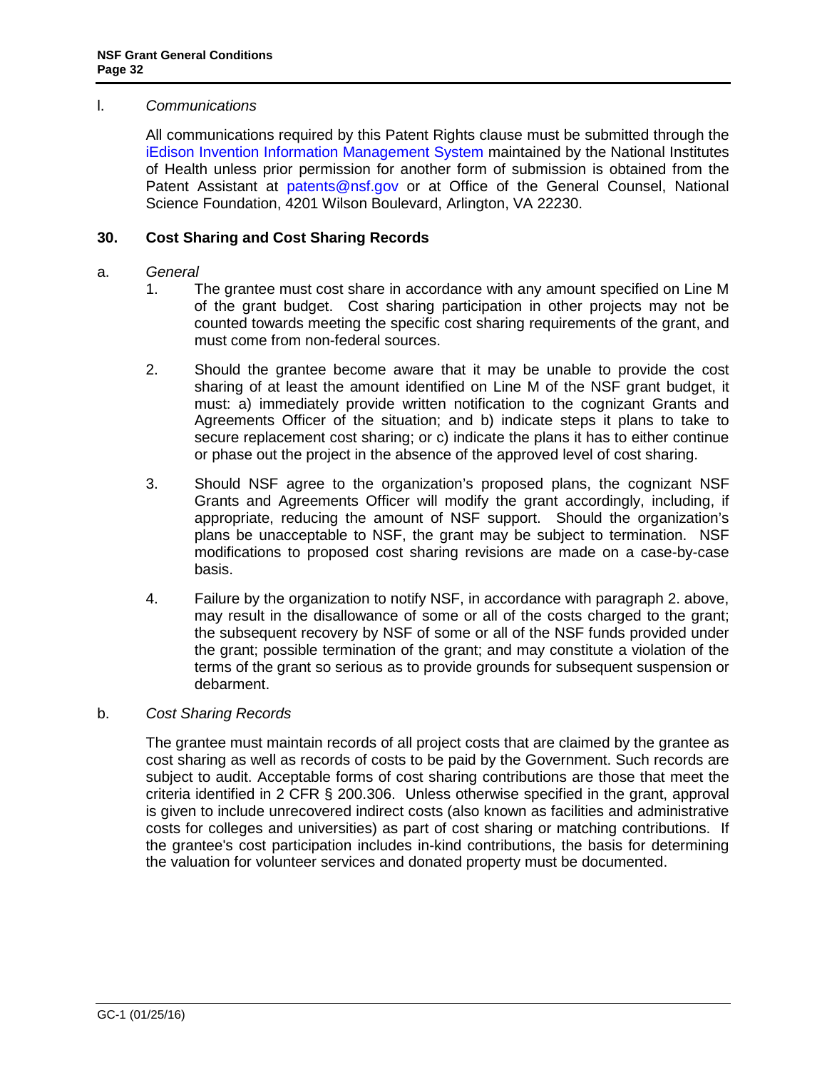l. *Communications*

All communications required by this Patent Rights clause must be submitted through the iEdison Invention Information Management System maintained by the National Institutes of Health unless prior permission for another form of submission is obtained from the Patent Assistant at patents@nsf.gov or at Office of the General Counsel, National Science Foundation, 4201 Wilson Boulevard, Arlington, VA 22230.

## 30. Cost Sharing and Cost Sharing Records

a. *General*

1. The grantee must cost share in accordance with any amount specified on Line M of the grant budget. Cost sharing participation in other projects may not be counted towards meeting the specific cost sharing requirements of the grant, and must come from non-federal sources.

2. Should the grantee become aware that it may be unable to provide the cost sharing of at least the amount identified on Line M of the NSF grant budget, it must: a) immediately provide written notification to the cognizant Grants and Agreements Officer of the situation; and b) indicate steps it plans to take to secure replacement cost sharing; or c) indicate the plans it has to either continue or phase out the project in the absence of the approved level of cost sharing.

3. Should NSF agree to the organization's proposed plans, the cognizant NSF Grants and Agreements Officer will modify the grant accordingly, including, if appropriate, reducing the amount of NSF support. Should the organization's plans be unacceptable to NSF, the grant may be subject to termination. NSF modifications to proposed cost sharing revisions are made on a case-by-case basis.

4. Failure by the organization to notify NSF, in accordance with paragraph 2. above, may result in the disallowance of some or all of the costs charged to the grant; the subsequent recovery by NSF of some or all of the NSF funds provided under the grant; possible termination of the grant; and may constitute a violation of the terms of the grant so serious as to provide grounds for subsequent suspension or debarment.

b. *Cost Sharing Records*

The grantee must maintain records of all project costs that are claimed by the grantee as cost sharing as well as records of costs to be paid by the Government. Such records are subject to audit. Acceptable forms of cost sharing contributions are those that meet the criteria identified in 2 CFR § 200.306. Unless otherwise specified in the grant, approval is given to include unrecovered indirect costs (also known as facilities and administrative costs for colleges and universities) as part of cost sharing or matching contributions. If the grantee's cost participation includes in-kind contributions, the basis for determining the valuation for volunteer services and donated property must be documented.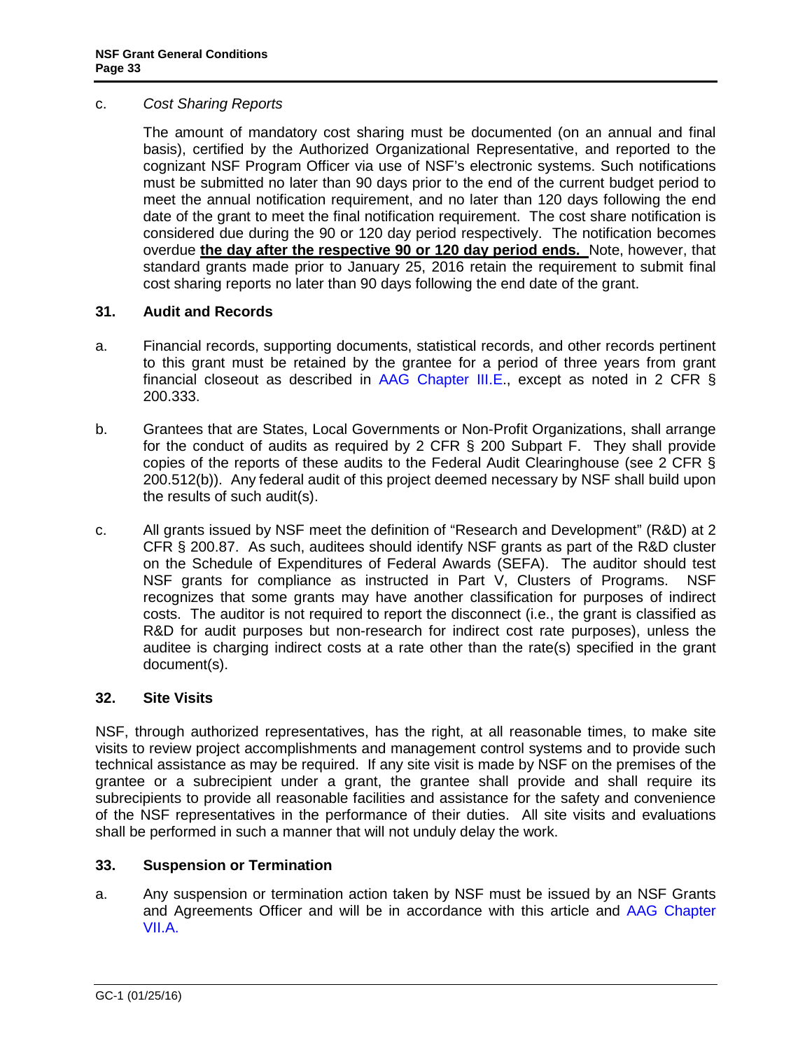c. *Cost Sharing Reports*

The amount of mandatory cost sharing must be documented (on an annual and final basis), certified by the Authorized Organizational Representative, and reported to the cognizant NSF Program Officer via use of NSF's electronic systems. Such notifications must be submitted no later than 90 days prior to the end of the current budget period to meet the annual notification requirement, and no later than 120 days following the end date of the grant to meet the final notification requirement. The cost share notification is considered due during the 90 or 120 day period respectively. The notification becomes overdue **<u>the day after the respective 90 or 120 day period ends.</u>** Note, however, that standard grants made prior to January 25, 2016 retain the requirement to submit final cost sharing reports no later than 90 days following the end date of the grant.

## 31. Audit and Records

a. Financial records, supporting documents, statistical records, and other records pertinent to this grant must be retained by the grantee for a period of three years from grant financial closeout as described in AAG Chapter III.E., except as noted in 2 CFR § 200.333.

b. Grantees that are States, Local Governments or Non-Profit Organizations, shall arrange for the conduct of audits as required by 2 CFR § 200 Subpart F. They shall provide copies of the reports of these audits to the Federal Audit Clearinghouse (see 2 CFR § 200.512(b)). Any federal audit of this project deemed necessary by NSF shall build upon the results of such audit(s).

c. All grants issued by NSF meet the definition of "Research and Development" (R&D) at 2 CFR § 200.87. As such, auditees should identify NSF grants as part of the R&D cluster on the Schedule of Expenditures of Federal Awards (SEFA). The auditor should test NSF grants for compliance as instructed in Part V, Clusters of Programs. NSF recognizes that some grants may have another classification for purposes of indirect costs. The auditor is not required to report the disconnect (i.e., the grant is classified as R&D for audit purposes but non-research for indirect cost rate purposes), unless the auditee is charging indirect costs at a rate other than the rate(s) specified in the grant document(s).

## 32. Site Visits

NSF, through authorized representatives, has the right, at all reasonable times, to make site visits to review project accomplishments and management control systems and to provide such technical assistance as may be required. If any site visit is made by NSF on the premises of the grantee or a subrecipient under a grant, the grantee shall provide and shall require its subrecipients to provide all reasonable facilities and assistance for the safety and convenience of the NSF representatives in the performance of their duties. All site visits and evaluations shall be performed in such a manner that will not unduly delay the work.

## 33. Suspension or Termination

a. Any suspension or termination action taken by NSF must be issued by an NSF Grants and Agreements Officer and will be in accordance with this article and AAG Chapter VII.A.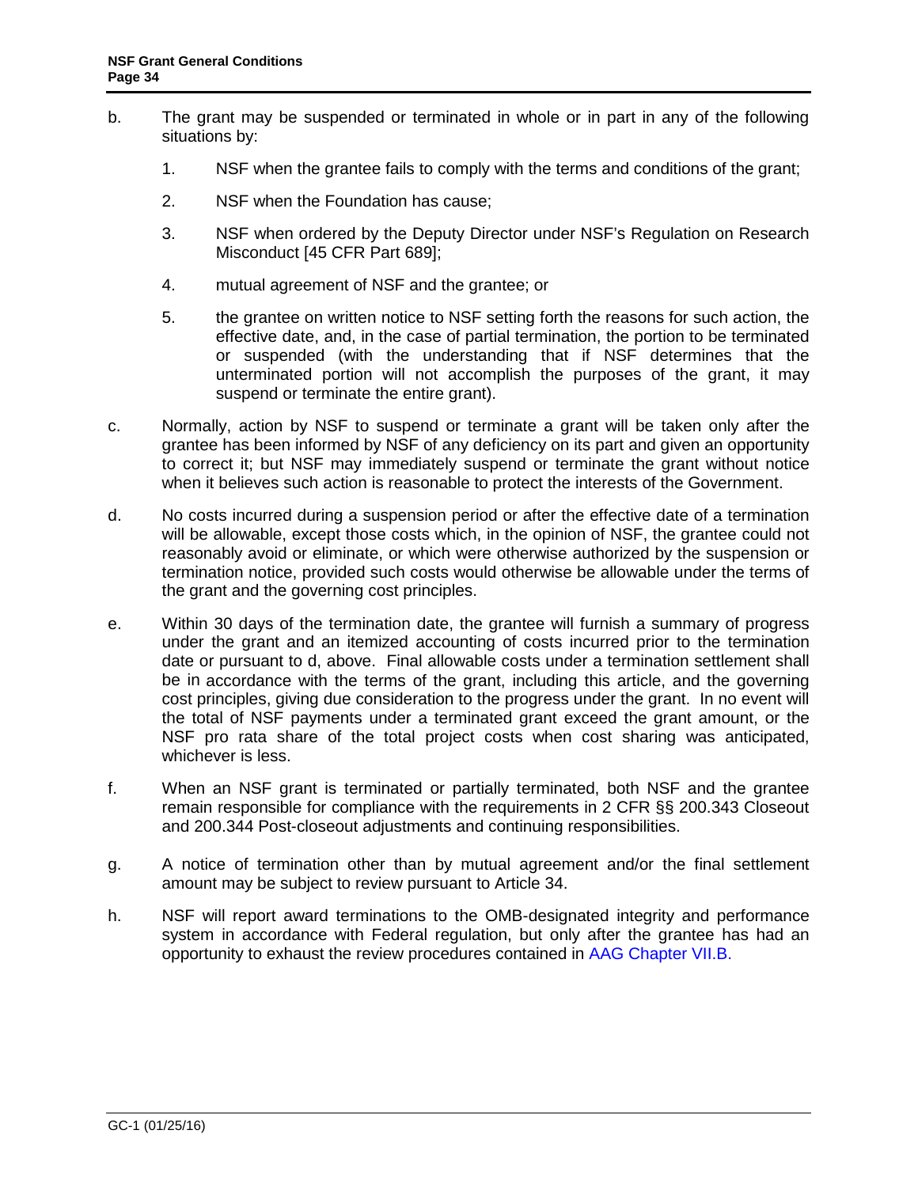b. The grant may be suspended or terminated in whole or in part in any of the following situations by:

   1. NSF when the grantee fails to comply with the terms and conditions of the grant;

   2. NSF when the Foundation has cause;

   3. NSF when ordered by the Deputy Director under NSF's Regulation on Research Misconduct [45 CFR Part 689];

   4. mutual agreement of NSF and the grantee; or

   5. the grantee on written notice to NSF setting forth the reasons for such action, the effective date, and, in the case of partial termination, the portion to be terminated or suspended (with the understanding that if NSF determines that the unterminated portion will not accomplish the purposes of the grant, it may suspend or terminate the entire grant).

c. Normally, action by NSF to suspend or terminate a grant will be taken only after the grantee has been informed by NSF of any deficiency on its part and given an opportunity to correct it; but NSF may immediately suspend or terminate the grant without notice when it believes such action is reasonable to protect the interests of the Government.

d. No costs incurred during a suspension period or after the effective date of a termination will be allowable, except those costs which, in the opinion of NSF, the grantee could not reasonably avoid or eliminate, or which were otherwise authorized by the suspension or termination notice, provided such costs would otherwise be allowable under the terms of the grant and the governing cost principles.

e. Within 30 days of the termination date, the grantee will furnish a summary of progress under the grant and an itemized accounting of costs incurred prior to the termination date or pursuant to d, above. Final allowable costs under a termination settlement shall be in accordance with the terms of the grant, including this article, and the governing cost principles, giving due consideration to the progress under the grant. In no event will the total of NSF payments under a terminated grant exceed the grant amount, or the NSF pro rata share of the total project costs when cost sharing was anticipated, whichever is less.

f. When an NSF grant is terminated or partially terminated, both NSF and the grantee remain responsible for compliance with the requirements in 2 CFR §§ 200.343 Closeout and 200.344 Post-closeout adjustments and continuing responsibilities.

g. A notice of termination other than by mutual agreement and/or the final settlement amount may be subject to review pursuant to Article 34.

h. NSF will report award terminations to the OMB-designated integrity and performance system in accordance with Federal regulation, but only after the grantee has had an opportunity to exhaust the review procedures contained in AAG Chapter VII.B.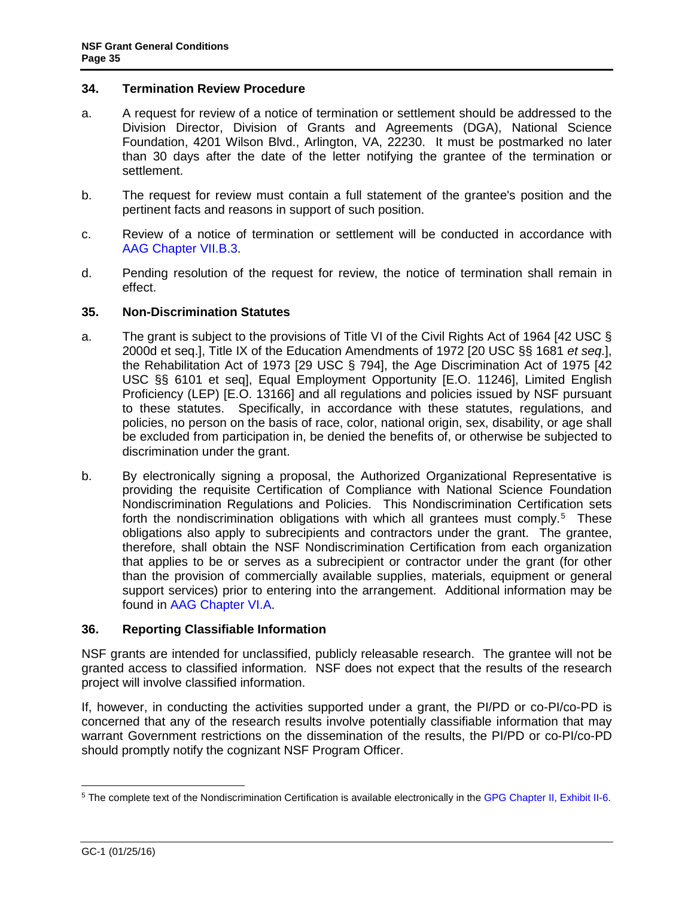## 34. Termination Review Procedure

a. A request for review of a notice of termination or settlement should be addressed to the Division Director, Division of Grants and Agreements (DGA), National Science Foundation, 4201 Wilson Blvd., Arlington, VA, 22230. It must be postmarked no later than 30 days after the date of the letter notifying the grantee of the termination or settlement.

b. The request for review must contain a full statement of the grantee's position and the pertinent facts and reasons in support of such position.

c. Review of a notice of termination or settlement will be conducted in accordance with AAG Chapter VII.B.3.

d. Pending resolution of the request for review, the notice of termination shall remain in effect.

## 35. Non-Discrimination Statutes

a. The grant is subject to the provisions of Title VI of the Civil Rights Act of 1964 [42 USC § 2000d et seq.], Title IX of the Education Amendments of 1972 [20 USC §§ 1681 *et seq*.], the Rehabilitation Act of 1973 [29 USC § 794], the Age Discrimination Act of 1975 [42 USC §§ 6101 et seq], Equal Employment Opportunity [E.O. 11246], Limited English Proficiency (LEP) [E.O. 13166] and all regulations and policies issued by NSF pursuant to these statutes. Specifically, in accordance with these statutes, regulations, and policies, no person on the basis of race, color, national origin, sex, disability, or age shall be excluded from participation in, be denied the benefits of, or otherwise be subjected to discrimination under the grant.

b. By electronically signing a proposal, the Authorized Organizational Representative is providing the requisite Certification of Compliance with National Science Foundation Nondiscrimination Regulations and Policies. This Nondiscrimination Certification sets forth the nondiscrimination obligations with which all grantees must comply.[5] These obligations also apply to subrecipients and contractors under the grant. The grantee, therefore, shall obtain the NSF Nondiscrimination Certification from each organization that applies to be or serves as a subrecipient or contractor under the grant (for other than the provision of commercially available supplies, materials, equipment or general support services) prior to entering into the arrangement. Additional information may be found in AAG Chapter VI.A.

## 36. Reporting Classifiable Information

NSF grants are intended for unclassified, publicly releasable research. The grantee will not be granted access to classified information. NSF does not expect that the results of the research project will involve classified information.

If, however, in conducting the activities supported under a grant, the PI/PD or co-PI/co-PD is concerned that any of the research results involve potentially classifiable information that may warrant Government restrictions on the dissemination of the results, the PI/PD or co-PI/co-PD should promptly notify the cognizant NSF Program Officer.

---

[5] The complete text of the Nondiscrimination Certification is available electronically in the GPG Chapter II, Exhibit II-6.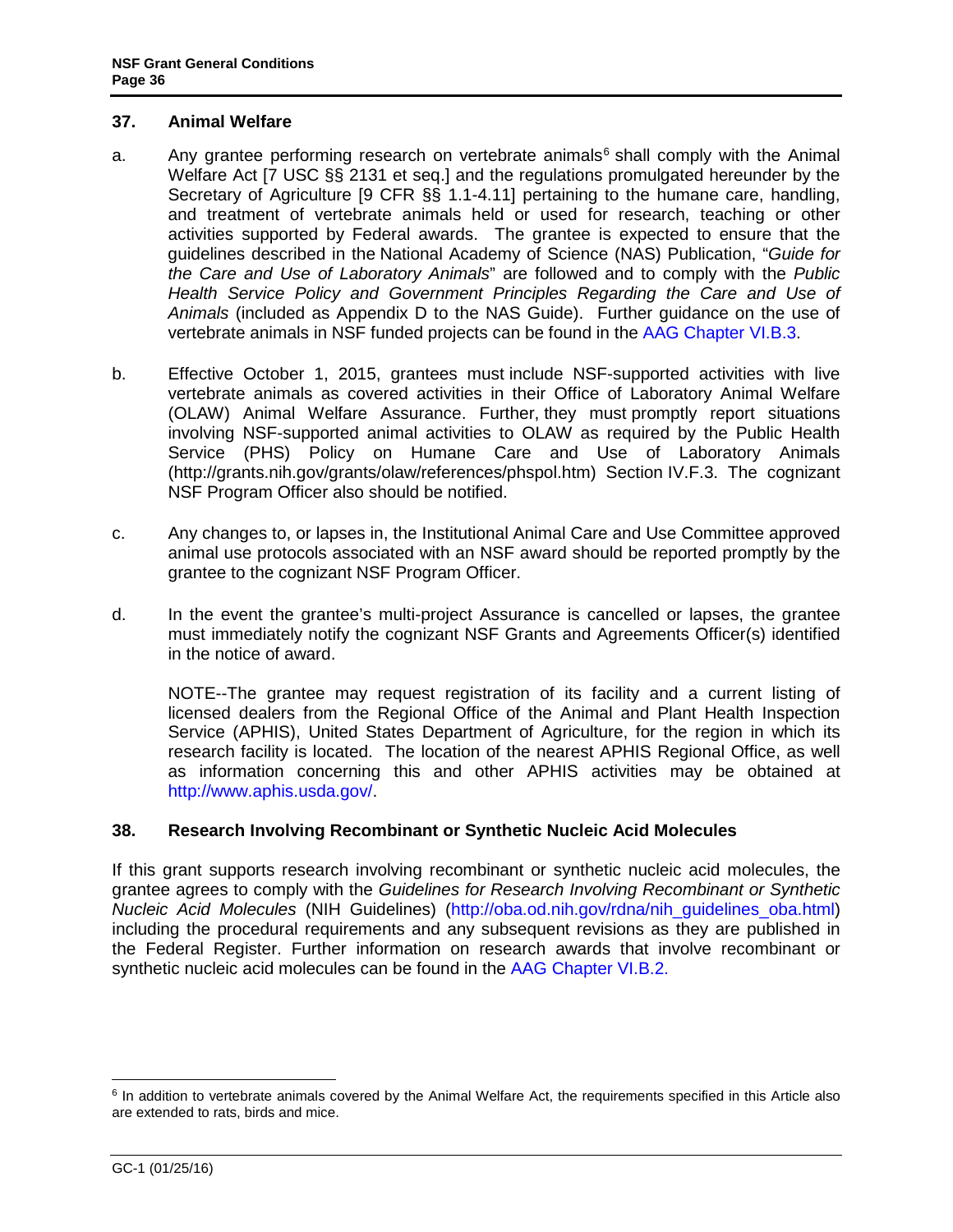## 37. Animal Welfare

a. Any grantee performing research on vertebrate animals[6] shall comply with the Animal Welfare Act [7 USC §§ 2131 et seq.] and the regulations promulgated hereunder by the Secretary of Agriculture [9 CFR §§ 1.1-4.11] pertaining to the humane care, handling, and treatment of vertebrate animals held or used for research, teaching or other activities supported by Federal awards. The grantee is expected to ensure that the guidelines described in the National Academy of Science (NAS) Publication, "*Guide for the Care and Use of Laboratory Animals*" are followed and to comply with the *Public Health Service Policy and Government Principles Regarding the Care and Use of Animals* (included as Appendix D to the NAS Guide). Further guidance on the use of vertebrate animals in NSF funded projects can be found in the AAG Chapter VI.B.3.

b. Effective October 1, 2015, grantees must include NSF-supported activities with live vertebrate animals as covered activities in their Office of Laboratory Animal Welfare (OLAW) Animal Welfare Assurance. Further, they must promptly report situations involving NSF-supported animal activities to OLAW as required by the Public Health Service (PHS) Policy on Humane Care and Use of Laboratory Animals (http://grants.nih.gov/grants/olaw/references/phspol.htm) Section IV.F.3. The cognizant NSF Program Officer also should be notified.

c. Any changes to, or lapses in, the Institutional Animal Care and Use Committee approved animal use protocols associated with an NSF award should be reported promptly by the grantee to the cognizant NSF Program Officer.

d. In the event the grantee's multi-project Assurance is cancelled or lapses, the grantee must immediately notify the cognizant NSF Grants and Agreements Officer(s) identified in the notice of award.

NOTE--The grantee may request registration of its facility and a current listing of licensed dealers from the Regional Office of the Animal and Plant Health Inspection Service (APHIS), United States Department of Agriculture, for the region in which its research facility is located. The location of the nearest APHIS Regional Office, as well as information concerning this and other APHIS activities may be obtained at http://www.aphis.usda.gov/.

## 38. Research Involving Recombinant or Synthetic Nucleic Acid Molecules

If this grant supports research involving recombinant or synthetic nucleic acid molecules, the grantee agrees to comply with the *Guidelines for Research Involving Recombinant or Synthetic Nucleic Acid Molecules* (NIH Guidelines) (http://oba.od.nih.gov/rdna/nih_guidelines_oba.html) including the procedural requirements and any subsequent revisions as they are published in the Federal Register. Further information on research awards that involve recombinant or synthetic nucleic acid molecules can be found in the AAG Chapter VI.B.2.

---

[6] In addition to vertebrate animals covered by the Animal Welfare Act, the requirements specified in this Article also are extended to rats, birds and mice.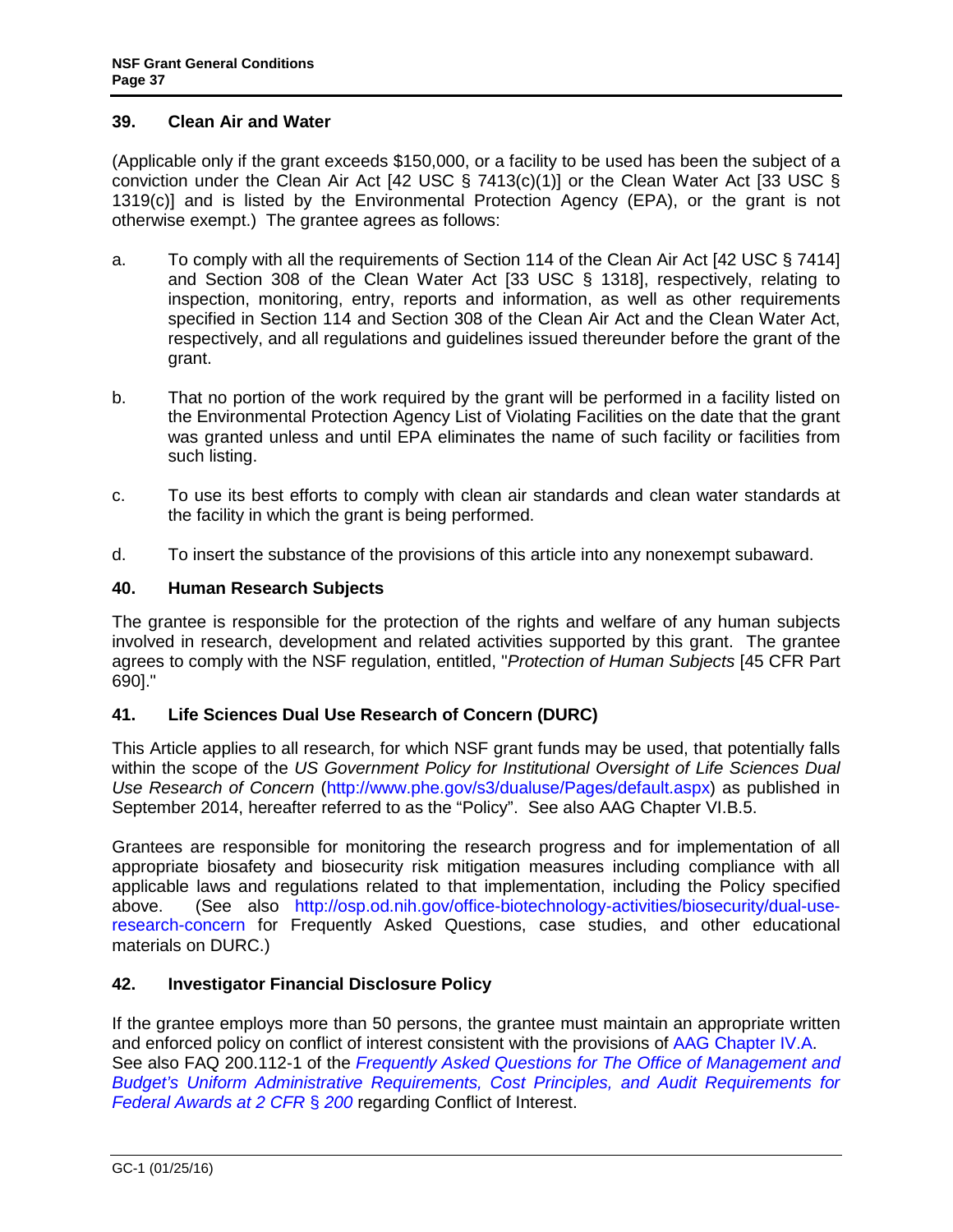### 39. Clean Air and Water

(Applicable only if the grant exceeds $150,000, or a facility to be used has been the subject of a conviction under the Clean Air Act [42 USC § 7413(c)(1)] or the Clean Water Act [33 USC § 1319(c)] and is listed by the Environmental Protection Agency (EPA), or the grant is not otherwise exempt.) The grantee agrees as follows:

a. To comply with all the requirements of Section 114 of the Clean Air Act [42 USC § 7414] and Section 308 of the Clean Water Act [33 USC § 1318], respectively, relating to inspection, monitoring, entry, reports and information, as well as other requirements specified in Section 114 and Section 308 of the Clean Air Act and the Clean Water Act, respectively, and all regulations and guidelines issued thereunder before the grant of the grant.

b. That no portion of the work required by the grant will be performed in a facility listed on the Environmental Protection Agency List of Violating Facilities on the date that the grant was granted unless and until EPA eliminates the name of such facility or facilities from such listing.

c. To use its best efforts to comply with clean air standards and clean water standards at the facility in which the grant is being performed.

d. To insert the substance of the provisions of this article into any nonexempt subaward.

### 40. Human Research Subjects

The grantee is responsible for the protection of the rights and welfare of any human subjects involved in research, development and related activities supported by this grant. The grantee agrees to comply with the NSF regulation, entitled, "*Protection of Human Subjects* [45 CFR Part 690]."

### 41. Life Sciences Dual Use Research of Concern (DURC)

This Article applies to all research, for which NSF grant funds may be used, that potentially falls within the scope of the *US Government Policy for Institutional Oversight of Life Sciences Dual Use Research of Concern* (http://www.phe.gov/s3/dualuse/Pages/default.aspx) as published in September 2014, hereafter referred to as the "Policy". See also AAG Chapter VI.B.5.

Grantees are responsible for monitoring the research progress and for implementation of all appropriate biosafety and biosecurity risk mitigation measures including compliance with all applicable laws and regulations related to that implementation, including the Policy specified above. (See also http://osp.od.nih.gov/office-biotechnology-activities/biosecurity/dual-use-research-concern for Frequently Asked Questions, case studies, and other educational materials on DURC.)

### 42. Investigator Financial Disclosure Policy

If the grantee employs more than 50 persons, the grantee must maintain an appropriate written and enforced policy on conflict of interest consistent with the provisions of AAG Chapter IV.A. See also FAQ 200.112-1 of the *Frequently Asked Questions for The Office of Management and Budget's Uniform Administrative Requirements, Cost Principles, and Audit Requirements for Federal Awards at 2 CFR § 200* regarding Conflict of Interest.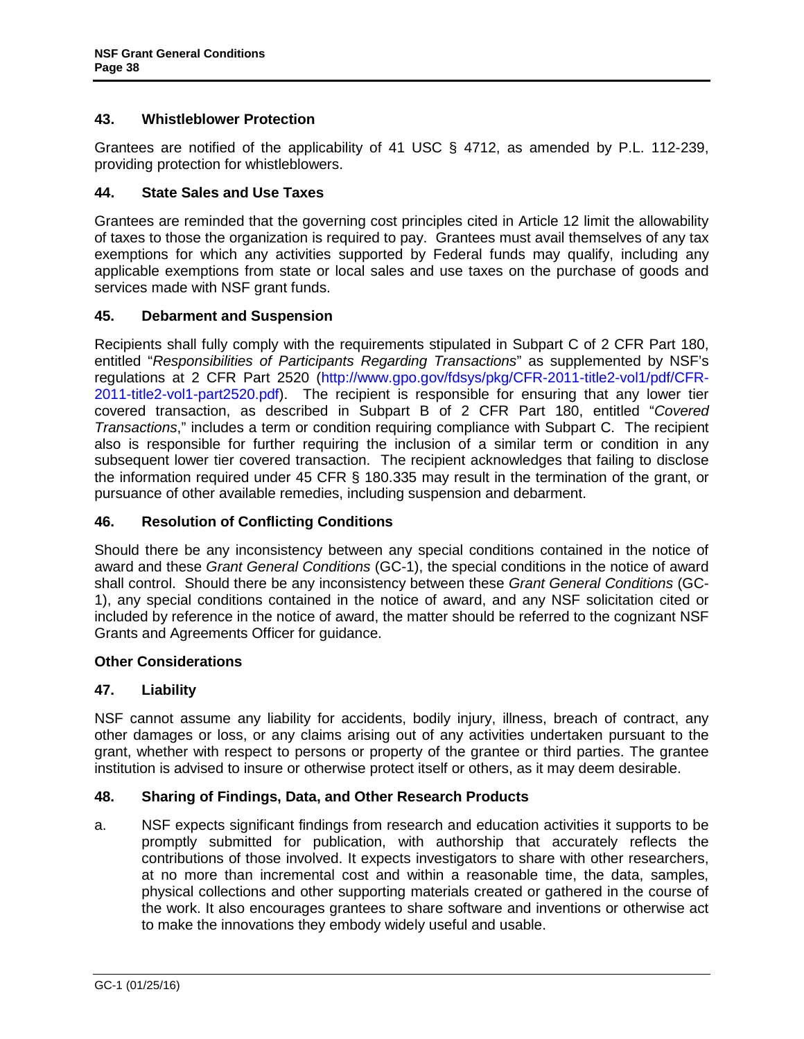## 43. Whistleblower Protection

Grantees are notified of the applicability of 41 USC § 4712, as amended by P.L. 112-239, providing protection for whistleblowers.

## 44. State Sales and Use Taxes

Grantees are reminded that the governing cost principles cited in Article 12 limit the allowability of taxes to those the organization is required to pay. Grantees must avail themselves of any tax exemptions for which any activities supported by Federal funds may qualify, including any applicable exemptions from state or local sales and use taxes on the purchase of goods and services made with NSF grant funds.

## 45. Debarment and Suspension

Recipients shall fully comply with the requirements stipulated in Subpart C of 2 CFR Part 180, entitled "*Responsibilities of Participants Regarding Transactions*" as supplemented by NSF's regulations at 2 CFR Part 2520 (http://www.gpo.gov/fdsys/pkg/CFR-2011-title2-vol1/pdf/CFR-2011-title2-vol1-part2520.pdf). The recipient is responsible for ensuring that any lower tier covered transaction, as described in Subpart B of 2 CFR Part 180, entitled "*Covered Transactions*," includes a term or condition requiring compliance with Subpart C. The recipient also is responsible for further requiring the inclusion of a similar term or condition in any subsequent lower tier covered transaction. The recipient acknowledges that failing to disclose the information required under 45 CFR § 180.335 may result in the termination of the grant, or pursuance of other available remedies, including suspension and debarment.

## 46. Resolution of Conflicting Conditions

Should there be any inconsistency between any special conditions contained in the notice of award and these *Grant General Conditions* (GC-1), the special conditions in the notice of award shall control. Should there be any inconsistency between these *Grant General Conditions* (GC-1), any special conditions contained in the notice of award, and any NSF solicitation cited or included by reference in the notice of award, the matter should be referred to the cognizant NSF Grants and Agreements Officer for guidance.

## Other Considerations

## 47. Liability

NSF cannot assume any liability for accidents, bodily injury, illness, breach of contract, any other damages or loss, or any claims arising out of any activities undertaken pursuant to the grant, whether with respect to persons or property of the grantee or third parties. The grantee institution is advised to insure or otherwise protect itself or others, as it may deem desirable.

## 48. Sharing of Findings, Data, and Other Research Products

a. NSF expects significant findings from research and education activities it supports to be promptly submitted for publication, with authorship that accurately reflects the contributions of those involved. It expects investigators to share with other researchers, at no more than incremental cost and within a reasonable time, the data, samples, physical collections and other supporting materials created or gathered in the course of the work. It also encourages grantees to share software and inventions or otherwise act to make the innovations they embody widely useful and usable.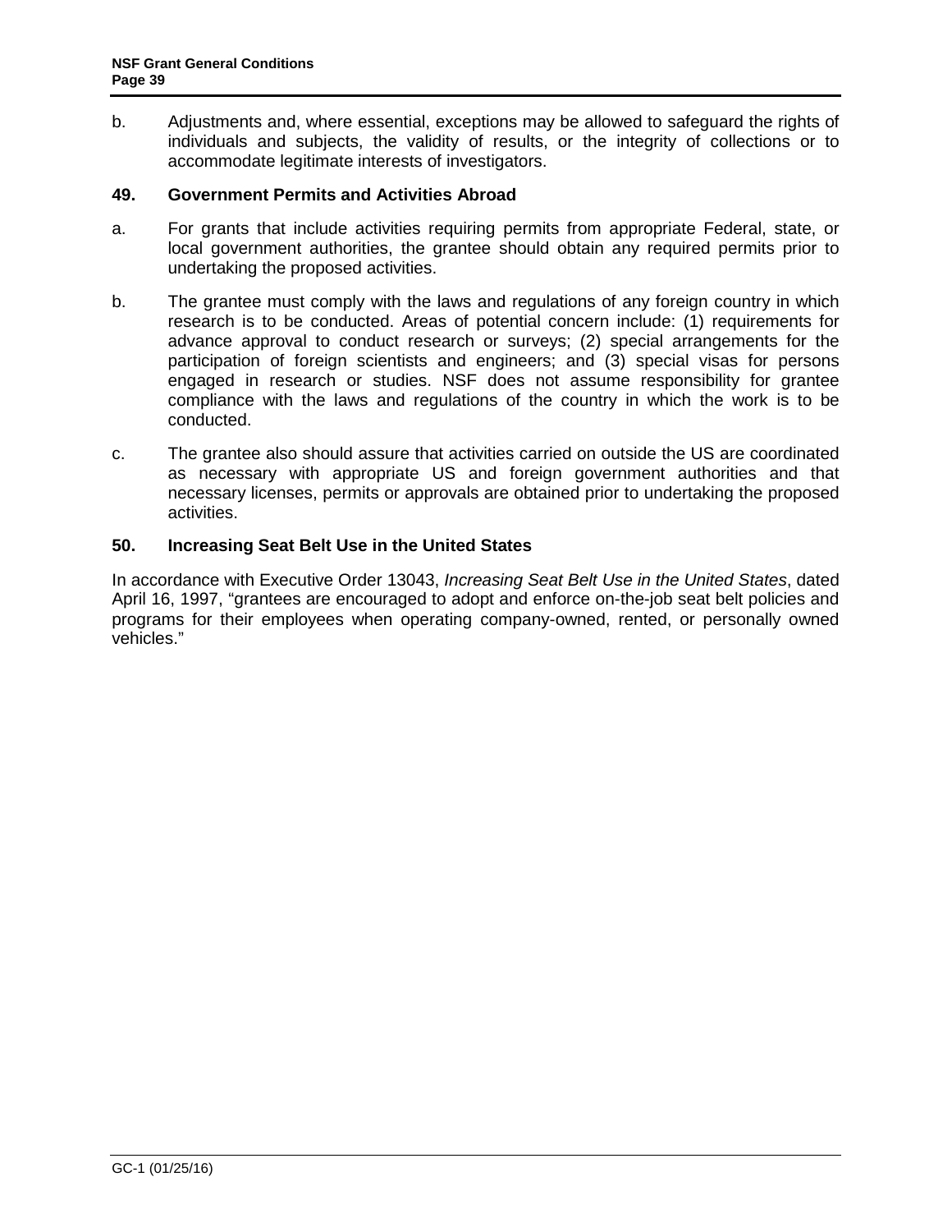b. Adjustments and, where essential, exceptions may be allowed to safeguard the rights of individuals and subjects, the validity of results, or the integrity of collections or to accommodate legitimate interests of investigators.

## 49. Government Permits and Activities Abroad

a. For grants that include activities requiring permits from appropriate Federal, state, or local government authorities, the grantee should obtain any required permits prior to undertaking the proposed activities.

b. The grantee must comply with the laws and regulations of any foreign country in which research is to be conducted. Areas of potential concern include: (1) requirements for advance approval to conduct research or surveys; (2) special arrangements for the participation of foreign scientists and engineers; and (3) special visas for persons engaged in research or studies. NSF does not assume responsibility for grantee compliance with the laws and regulations of the country in which the work is to be conducted.

c. The grantee also should assure that activities carried on outside the US are coordinated as necessary with appropriate US and foreign government authorities and that necessary licenses, permits or approvals are obtained prior to undertaking the proposed activities.

## 50. Increasing Seat Belt Use in the United States

In accordance with Executive Order 13043, *Increasing Seat Belt Use in the United States*, dated April 16, 1997, "grantees are encouraged to adopt and enforce on-the-job seat belt policies and programs for their employees when operating company-owned, rented, or personally owned vehicles."